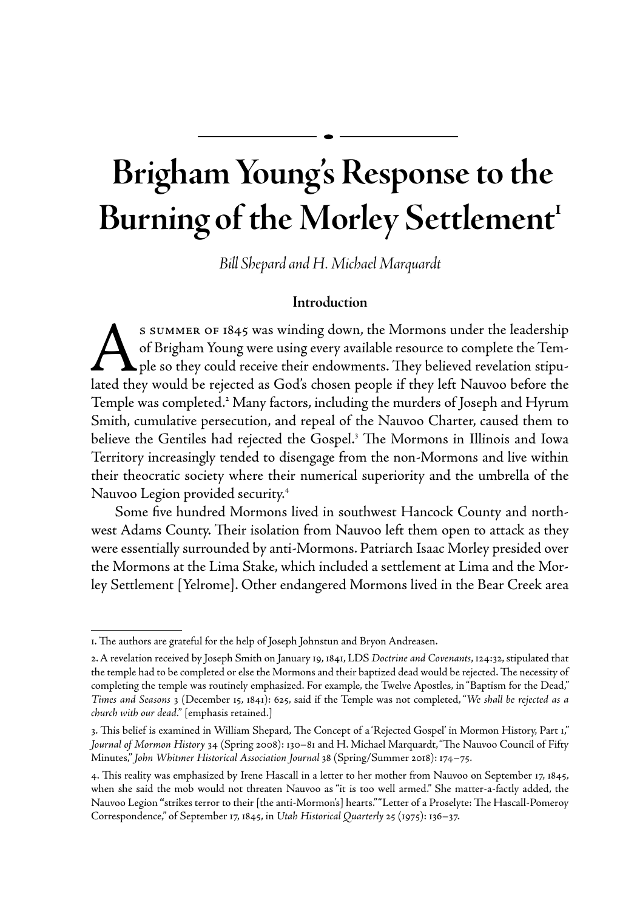# Brigham Young's Response to the Burning of the Morley Settlement[1]

*Bill Shepard and H. Michael Marquardt*

## Introduction

As summer of 1845 was winding down, the Mormons under the leadership of Brigham Young were using every available resource to complete the Temple so they could receive their endowments. They believed revelation stipulated they would be rejected as God's chosen people if they left Nauvoo before the Temple was completed.[2] Many factors, including the murders of Joseph and Hyrum Smith, cumulative persecution, and repeal of the Nauvoo Charter, caused them to believe the Gentiles had rejected the Gospel.[3] The Mormons in Illinois and Iowa Territory increasingly tended to disengage from the non-Mormons and live within their theocratic society where their numerical superiority and the umbrella of the Nauvoo Legion provided security.[4]

Some five hundred Mormons lived in southwest Hancock County and northwest Adams County. Their isolation from Nauvoo left them open to attack as they were essentially surrounded by anti-Mormons. Patriarch Isaac Morley presided over the Mormons at the Lima Stake, which included a settlement at Lima and the Morley Settlement [Yelrome]. Other endangered Mormons lived in the Bear Creek area

---

1. The authors are grateful for the help of Joseph Johnstun and Bryon Andreasen.

2. A revelation received by Joseph Smith on January 19, 1841, LDS *Doctrine and Covenants*, 124:32, stipulated that the temple had to be completed or else the Mormons and their baptized dead would be rejected. The necessity of completing the temple was routinely emphasized. For example, the Twelve Apostles, in "Baptism for the Dead," *Times and Seasons* 3 (December 15, 1841): 625, said if the Temple was not completed, "*We shall be rejected as a church with our dead.*" [emphasis retained.]

3. This belief is examined in William Shepard, The Concept of a 'Rejected Gospel' in Mormon History, Part 1," *Journal of Mormon History* 34 (Spring 2008): 130–81 and H. Michael Marquardt, "The Nauvoo Council of Fifty Minutes," *John Whitmer Historical Association Journal* 38 (Spring/Summer 2018): 174–75.

4. This reality was emphasized by Irene Hascall in a letter to her mother from Nauvoo on September 17, 1845, when she said the mob would not threaten Nauvoo as "it is too well armed." She matter-a-factly added, the Nauvoo Legion "strikes terror to their [the anti-Mormon's] hearts." "Letter of a Proselyte: The Hascall-Pomeroy Correspondence," of September 17, 1845, in *Utah Historical Quarterly* 25 (1975): 136–37.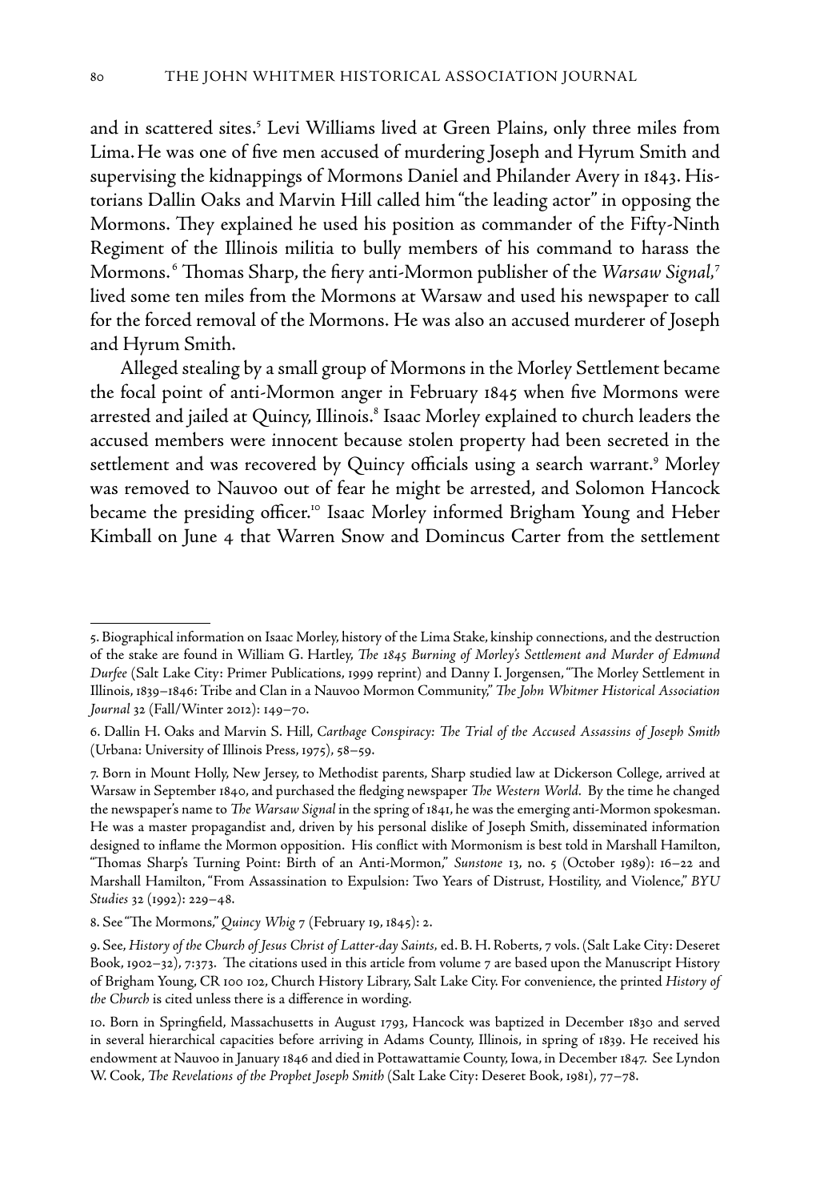and in scattered sites.[5] Levi Williams lived at Green Plains, only three miles from Lima. He was one of five men accused of murdering Joseph and Hyrum Smith and supervising the kidnappings of Mormons Daniel and Philander Avery in 1843. Historians Dallin Oaks and Marvin Hill called him "the leading actor" in opposing the Mormons. They explained he used his position as commander of the Fifty-Ninth Regiment of the Illinois militia to bully members of his command to harass the Mormons.[6] Thomas Sharp, the fiery anti-Mormon publisher of the *Warsaw Signal*,[7] lived some ten miles from the Mormons at Warsaw and used his newspaper to call for the forced removal of the Mormons. He was also an accused murderer of Joseph and Hyrum Smith.

Alleged stealing by a small group of Mormons in the Morley Settlement became the focal point of anti-Mormon anger in February 1845 when five Mormons were arrested and jailed at Quincy, Illinois.[8] Isaac Morley explained to church leaders the accused members were innocent because stolen property had been secreted in the settlement and was recovered by Quincy officials using a search warrant.[9] Morley was removed to Nauvoo out of fear he might be arrested, and Solomon Hancock became the presiding officer.[10] Isaac Morley informed Brigham Young and Heber Kimball on June 4 that Warren Snow and Domincus Carter from the settlement

---

5. Biographical information on Isaac Morley, history of the Lima Stake, kinship connections, and the destruction of the stake are found in William G. Hartley, *The 1845 Burning of Morley's Settlement and Murder of Edmund Durfee* (Salt Lake City: Primer Publications, 1999 reprint) and Danny I. Jorgensen, "The Morley Settlement in Illinois, 1839–1846: Tribe and Clan in a Nauvoo Mormon Community," *The John Whitmer Historical Association Journal* 32 (Fall/Winter 2012): 149–70.

6. Dallin H. Oaks and Marvin S. Hill, *Carthage Conspiracy: The Trial of the Accused Assassins of Joseph Smith* (Urbana: University of Illinois Press, 1975), 58–59.

7. Born in Mount Holly, New Jersey, to Methodist parents, Sharp studied law at Dickerson College, arrived at Warsaw in September 1840, and purchased the fledging newspaper *The Western World*. By the time he changed the newspaper's name to *The Warsaw Signal* in the spring of 1841, he was the emerging anti-Mormon spokesman. He was a master propagandist and, driven by his personal dislike of Joseph Smith, disseminated information designed to inflame the Mormon opposition. His conflict with Mormonism is best told in Marshall Hamilton, "Thomas Sharp's Turning Point: Birth of an Anti-Mormon," *Sunstone* 13, no. 5 (October 1989): 16–22 and Marshall Hamilton, "From Assassination to Expulsion: Two Years of Distrust, Hostility, and Violence," *BYU Studies* 32 (1992): 229–48.

8. See "The Mormons," *Quincy Whig* 7 (February 19, 1845): 2.

9. See, *History of the Church of Jesus Christ of Latter-day Saints*, ed. B. H. Roberts, 7 vols. (Salt Lake City: Deseret Book, 1902–32), 7:373. The citations used in this article from volume 7 are based upon the Manuscript History of Brigham Young, CR 100 102, Church History Library, Salt Lake City. For convenience, the printed *History of the Church* is cited unless there is a difference in wording.

10. Born in Springfield, Massachusetts in August 1793, Hancock was baptized in December 1830 and served in several hierarchical capacities before arriving in Adams County, Illinois, in spring of 1839. He received his endowment at Nauvoo in January 1846 and died in Pottawattamie County, Iowa, in December 1847. See Lyndon W. Cook, *The Revelations of the Prophet Joseph Smith* (Salt Lake City: Deseret Book, 1981), 77–78.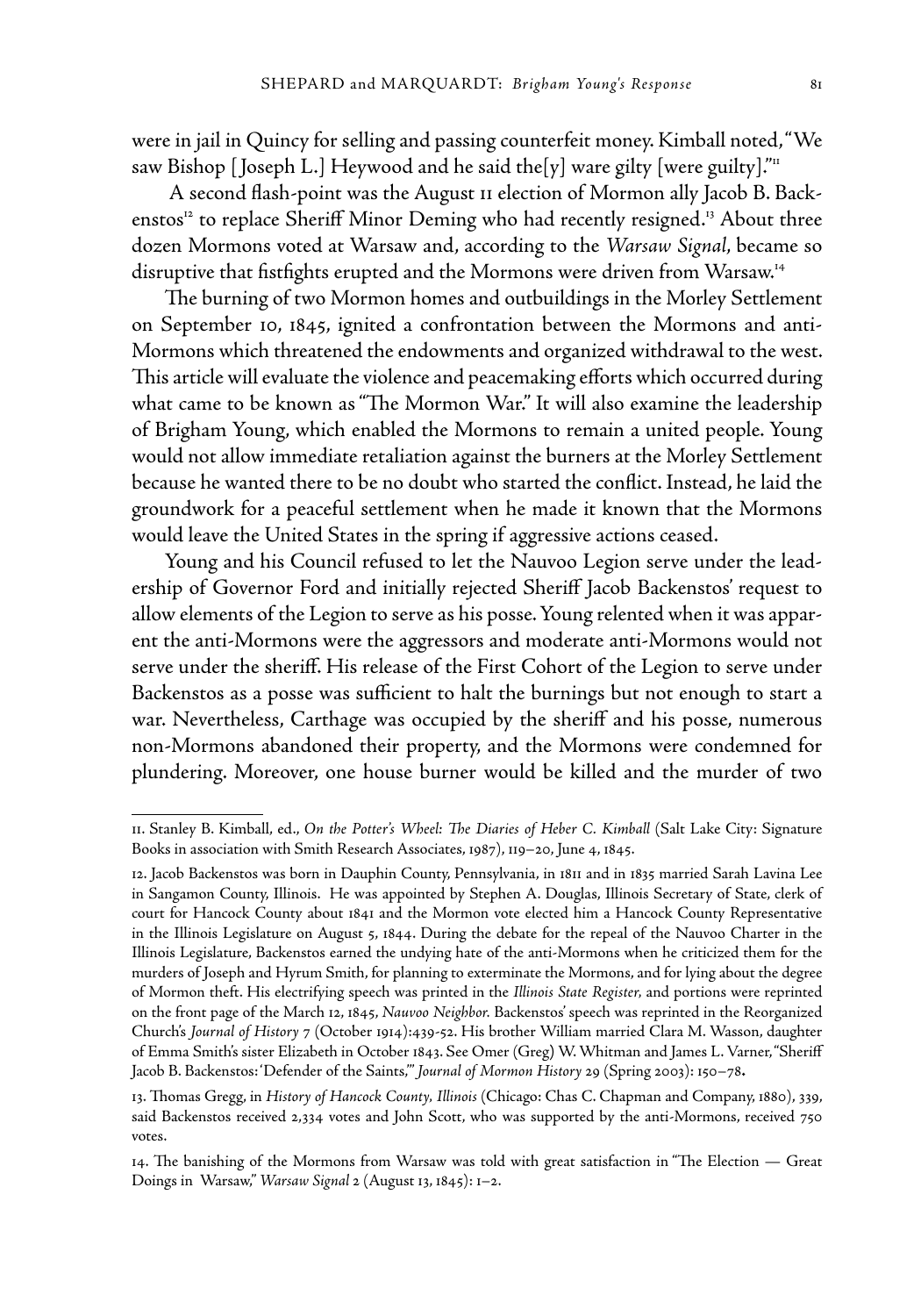were in jail in Quincy for selling and passing counterfeit money. Kimball noted, "We saw Bishop [Joseph L.] Heywood and he said the[y] ware gilty [were guilty]."[11]

A second flash-point was the August 11 election of Mormon ally Jacob B. Backenstos[12] to replace Sheriff Minor Deming who had recently resigned.[13] About three dozen Mormons voted at Warsaw and, according to the *Warsaw Signal*, became so disruptive that fistfights erupted and the Mormons were driven from Warsaw.[14]

The burning of two Mormon homes and outbuildings in the Morley Settlement on September 10, 1845, ignited a confrontation between the Mormons and anti-Mormons which threatened the endowments and organized withdrawal to the west. This article will evaluate the violence and peacemaking efforts which occurred during what came to be known as "The Mormon War." It will also examine the leadership of Brigham Young, which enabled the Mormons to remain a united people. Young would not allow immediate retaliation against the burners at the Morley Settlement because he wanted there to be no doubt who started the conflict. Instead, he laid the groundwork for a peaceful settlement when he made it known that the Mormons would leave the United States in the spring if aggressive actions ceased.

Young and his Council refused to let the Nauvoo Legion serve under the leadership of Governor Ford and initially rejected Sheriff Jacob Backenstos' request to allow elements of the Legion to serve as his posse. Young relented when it was apparent the anti-Mormons were the aggressors and moderate anti-Mormons would not serve under the sheriff. His release of the First Cohort of the Legion to serve under Backenstos as a posse was sufficient to halt the burnings but not enough to start a war. Nevertheless, Carthage was occupied by the sheriff and his posse, numerous non-Mormons abandoned their property, and the Mormons were condemned for plundering. Moreover, one house burner would be killed and the murder of two

---

11. Stanley B. Kimball, ed., *On the Potter's Wheel: The Diaries of Heber C. Kimball* (Salt Lake City: Signature Books in association with Smith Research Associates, 1987), 119–20, June 4, 1845.

12. Jacob Backenstos was born in Dauphin County, Pennsylvania, in 1811 and in 1835 married Sarah Lavina Lee in Sangamon County, Illinois. He was appointed by Stephen A. Douglas, Illinois Secretary of State, clerk of court for Hancock County about 1841 and the Mormon vote elected him a Hancock County Representative in the Illinois Legislature on August 5, 1844. During the debate for the repeal of the Nauvoo Charter in the Illinois Legislature, Backenstos earned the undying hate of the anti-Mormons when he criticized them for the murders of Joseph and Hyrum Smith, for planning to exterminate the Mormons, and for lying about the degree of Mormon theft. His electrifying speech was printed in the *Illinois State Register*, and portions were reprinted on the front page of the March 12, 1845, *Nauvoo Neighbor*. Backenstos' speech was reprinted in the Reorganized Church's *Journal of History* 7 (October 1914):439-52. His brother William married Clara M. Wasson, daughter of Emma Smith's sister Elizabeth in October 1843. See Omer (Greg) W. Whitman and James L. Varner, "Sheriff Jacob B. Backenstos: 'Defender of the Saints,'" *Journal of Mormon History* 29 (Spring 2003): 150–78.

13. Thomas Gregg, in *History of Hancock County, Illinois* (Chicago: Chas C. Chapman and Company, 1880), 339, said Backenstos received 2,334 votes and John Scott, who was supported by the anti-Mormons, received 750 votes.

14. The banishing of the Mormons from Warsaw was told with great satisfaction in "The Election — Great Doings in Warsaw," *Warsaw Signal* 2 (August 13, 1845): 1–2.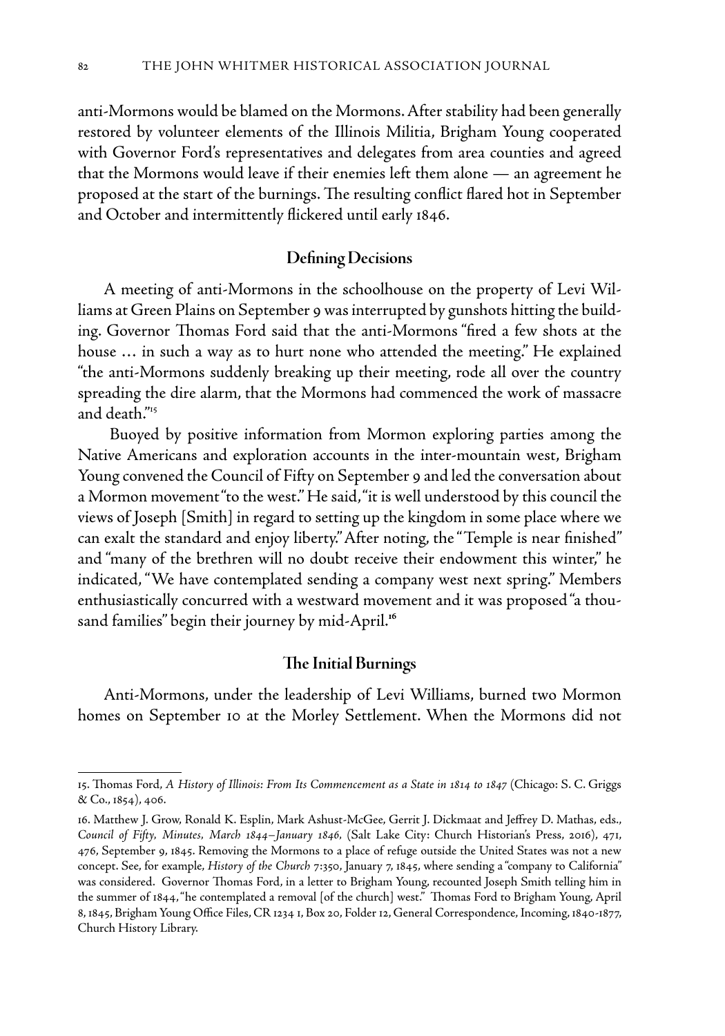anti-Mormons would be blamed on the Mormons. After stability had been generally restored by volunteer elements of the Illinois Militia, Brigham Young cooperated with Governor Ford's representatives and delegates from area counties and agreed that the Mormons would leave if their enemies left them alone — an agreement he proposed at the start of the burnings. The resulting conflict flared hot in September and October and intermittently flickered until early 1846.

## Defining Decisions

A meeting of anti-Mormons in the schoolhouse on the property of Levi Williams at Green Plains on September 9 was interrupted by gunshots hitting the building. Governor Thomas Ford said that the anti-Mormons "fired a few shots at the house … in such a way as to hurt none who attended the meeting." He explained "the anti-Mormons suddenly breaking up their meeting, rode all over the country spreading the dire alarm, that the Mormons had commenced the work of massacre and death."[15]

Buoyed by positive information from Mormon exploring parties among the Native Americans and exploration accounts in the inter-mountain west, Brigham Young convened the Council of Fifty on September 9 and led the conversation about a Mormon movement "to the west." He said, "it is well understood by this council the views of Joseph [Smith] in regard to setting up the kingdom in some place where we can exalt the standard and enjoy liberty." After noting, the "Temple is near finished" and "many of the brethren will no doubt receive their endowment this winter," he indicated, "We have contemplated sending a company west next spring." Members enthusiastically concurred with a westward movement and it was proposed "a thousand families" begin their journey by mid-April.[16]

## The Initial Burnings

Anti-Mormons, under the leadership of Levi Williams, burned two Mormon homes on September 10 at the Morley Settlement. When the Mormons did not

---

15. Thomas Ford, *A History of Illinois: From Its Commencement as a State in 1814 to 1847* (Chicago: S. C. Griggs & Co., 1854), 406.

16. Matthew J. Grow, Ronald K. Esplin, Mark Ashust-McGee, Gerrit J. Dickmaat and Jeffrey D. Mathas, eds., *Council of Fifty, Minutes, March 1844–January 1846*, (Salt Lake City: Church Historian's Press, 2016), 471, 476, September 9, 1845. Removing the Mormons to a place of refuge outside the United States was not a new concept. See, for example, *History of the Church* 7:350, January 7, 1845, where sending a "company to California" was considered. Governor Thomas Ford, in a letter to Brigham Young, recounted Joseph Smith telling him in the summer of 1844, "he contemplated a removal [of the church] west." Thomas Ford to Brigham Young, April 8, 1845, Brigham Young Office Files, CR 1234 1, Box 20, Folder 12, General Correspondence, Incoming, 1840-1877, Church History Library.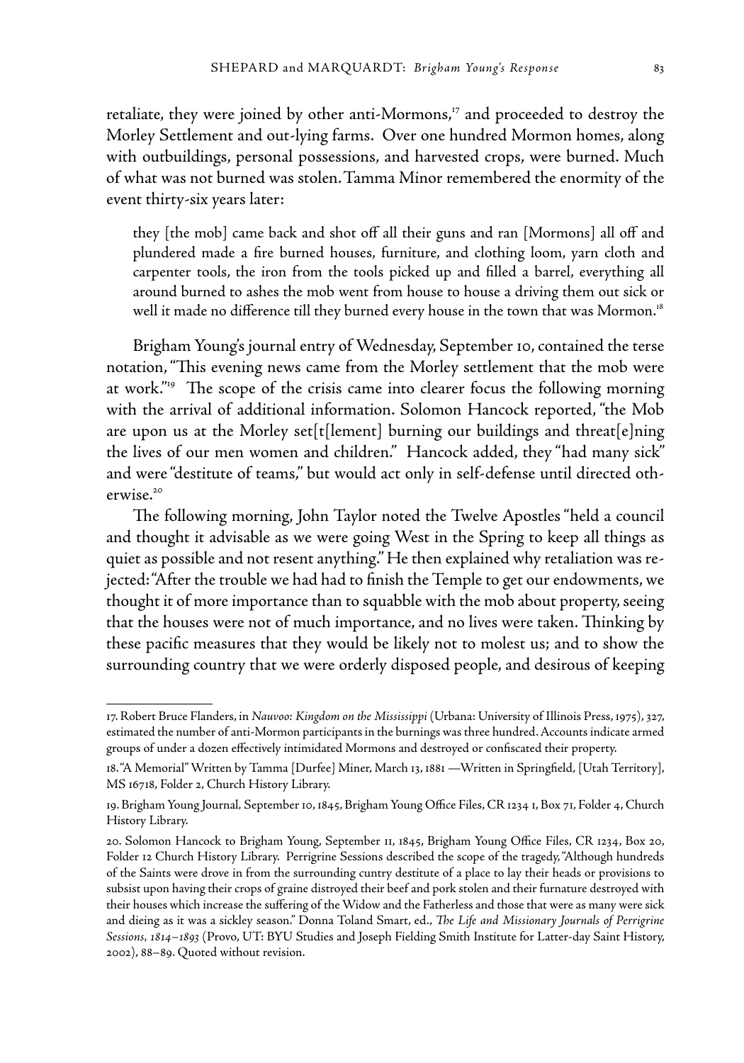retaliate, they were joined by other anti-Mormons,[17] and proceeded to destroy the Morley Settlement and out-lying farms. Over one hundred Mormon homes, along with outbuildings, personal possessions, and harvested crops, were burned. Much of what was not burned was stolen. Tamma Minor remembered the enormity of the event thirty-six years later:

> they [the mob] came back and shot off all their guns and ran [Mormons] all off and plundered made a fire burned houses, furniture, and clothing loom, yarn cloth and carpenter tools, the iron from the tools picked up and filled a barrel, everything all around burned to ashes the mob went from house to house a driving them out sick or well it made no difference till they burned every house in the town that was Mormon.[18]

Brigham Young's journal entry of Wednesday, September 10, contained the terse notation, "This evening news came from the Morley settlement that the mob were at work."[19] The scope of the crisis came into clearer focus the following morning with the arrival of additional information. Solomon Hancock reported, "the Mob are upon us at the Morley set[t[lement] burning our buildings and threat[e]ning the lives of our men women and children." Hancock added, they "had many sick" and were "destitute of teams," but would act only in self-defense until directed otherwise.[20]

The following morning, John Taylor noted the Twelve Apostles "held a council and thought it advisable as we were going West in the Spring to keep all things as quiet as possible and not resent anything." He then explained why retaliation was rejected: "After the trouble we had had to finish the Temple to get our endowments, we thought it of more importance than to squabble with the mob about property, seeing that the houses were not of much importance, and no lives were taken. Thinking by these pacific measures that they would be likely not to molest us; and to show the surrounding country that we were orderly disposed people, and desirous of keeping

---

17. Robert Bruce Flanders, in *Nauvoo: Kingdom on the Mississippi* (Urbana: University of Illinois Press, 1975), 327, estimated the number of anti-Mormon participants in the burnings was three hundred. Accounts indicate armed groups of under a dozen effectively intimidated Mormons and destroyed or confiscated their property.

18. "A Memorial" Written by Tamma [Durfee] Miner, March 13, 1881 —Written in Springfield, [Utah Territory], MS 16718, Folder 2, Church History Library.

19. Brigham Young Journal, September 10, 1845, Brigham Young Office Files, CR 1234 1, Box 71, Folder 4, Church History Library.

20. Solomon Hancock to Brigham Young, September 11, 1845, Brigham Young Office Files, CR 1234, Box 20, Folder 12 Church History Library. Perrigrine Sessions described the scope of the tragedy, "Although hundreds of the Saints were drove in from the surrounding cuntry destitute of a place to lay their heads or provisions to subsist upon having their crops of graine distroyed their beef and pork stolen and their furnature destroyed with their houses which increase the suffering of the Widow and the Fatherless and those that were as many were sick and dieing as it was a sickley season." Donna Toland Smart, ed., *The Life and Missionary Journals of Perrigrine Sessions, 1814–1893* (Provo, UT: BYU Studies and Joseph Fielding Smith Institute for Latter-day Saint History, 2002), 88–89. Quoted without revision.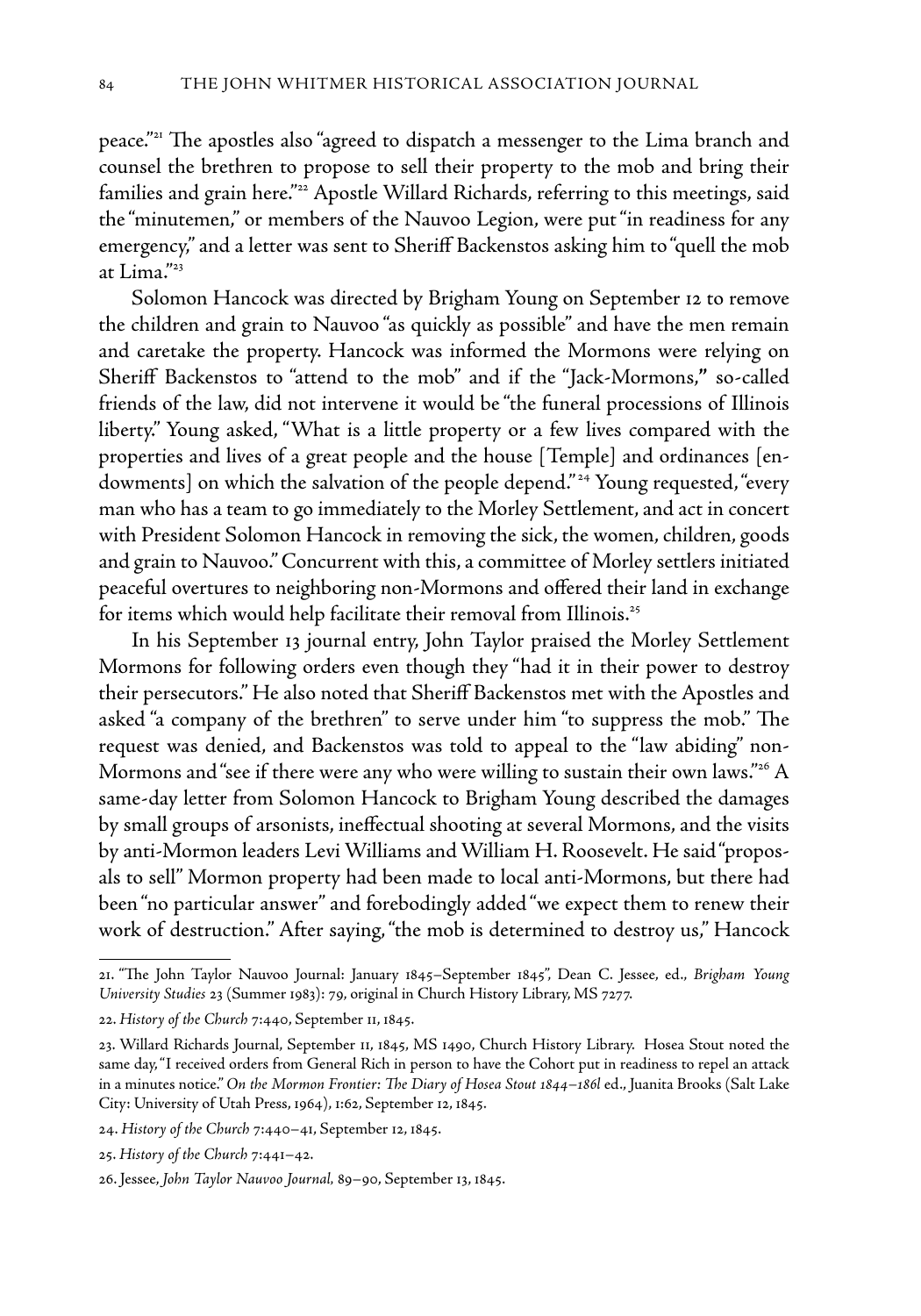peace."[21] The apostles also "agreed to dispatch a messenger to the Lima branch and counsel the brethren to propose to sell their property to the mob and bring their families and grain here."[22] Apostle Willard Richards, referring to this meetings, said the "minutemen," or members of the Nauvoo Legion, were put "in readiness for any emergency," and a letter was sent to Sheriff Backenstos asking him to "quell the mob at Lima."[23]

Solomon Hancock was directed by Brigham Young on September 12 to remove the children and grain to Nauvoo "as quickly as possible" and have the men remain and caretake the property. Hancock was informed the Mormons were relying on Sheriff Backenstos to "attend to the mob" and if the "Jack-Mormons," so-called friends of the law, did not intervene it would be "the funeral processions of Illinois liberty." Young asked, "What is a little property or a few lives compared with the properties and lives of a great people and the house [Temple] and ordinances [endowments] on which the salvation of the people depend."[24] Young requested, "every man who has a team to go immediately to the Morley Settlement, and act in concert with President Solomon Hancock in removing the sick, the women, children, goods and grain to Nauvoo." Concurrent with this, a committee of Morley settlers initiated peaceful overtures to neighboring non-Mormons and offered their land in exchange for items which would help facilitate their removal from Illinois.[25]

In his September 13 journal entry, John Taylor praised the Morley Settlement Mormons for following orders even though they "had it in their power to destroy their persecutors." He also noted that Sheriff Backenstos met with the Apostles and asked "a company of the brethren" to serve under him "to suppress the mob." The request was denied, and Backenstos was told to appeal to the "law abiding" non-Mormons and "see if there were any who were willing to sustain their own laws."[26] A same-day letter from Solomon Hancock to Brigham Young described the damages by small groups of arsonists, ineffectual shooting at several Mormons, and the visits by anti-Mormon leaders Levi Williams and William H. Roosevelt. He said "proposals to sell" Mormon property had been made to local anti-Mormons, but there had been "no particular answer" and forebodingly added "we expect them to renew their work of destruction." After saying, "the mob is determined to destroy us," Hancock

---

21. "The John Taylor Nauvoo Journal: January 1845–September 1845", Dean C. Jessee, ed., *Brigham Young University Studies* 23 (Summer 1983): 79, original in Church History Library, MS 7277.

22. *History of the Church* 7:440, September 11, 1845.

23. Willard Richards Journal, September 11, 1845, MS 1490, Church History Library. Hosea Stout noted the same day, "I received orders from General Rich in person to have the Cohort put in readiness to repel an attack in a minutes notice." *On the Mormon Frontier: The Diary of Hosea Stout 1844–186l* ed., Juanita Brooks (Salt Lake City: University of Utah Press, 1964), 1:62, September 12, 1845.

24. *History of the Church* 7:440–41, September 12, 1845.

25. *History of the Church* 7:441–42.

26. Jessee, *John Taylor Nauvoo Journal,* 89–90, September 13, 1845.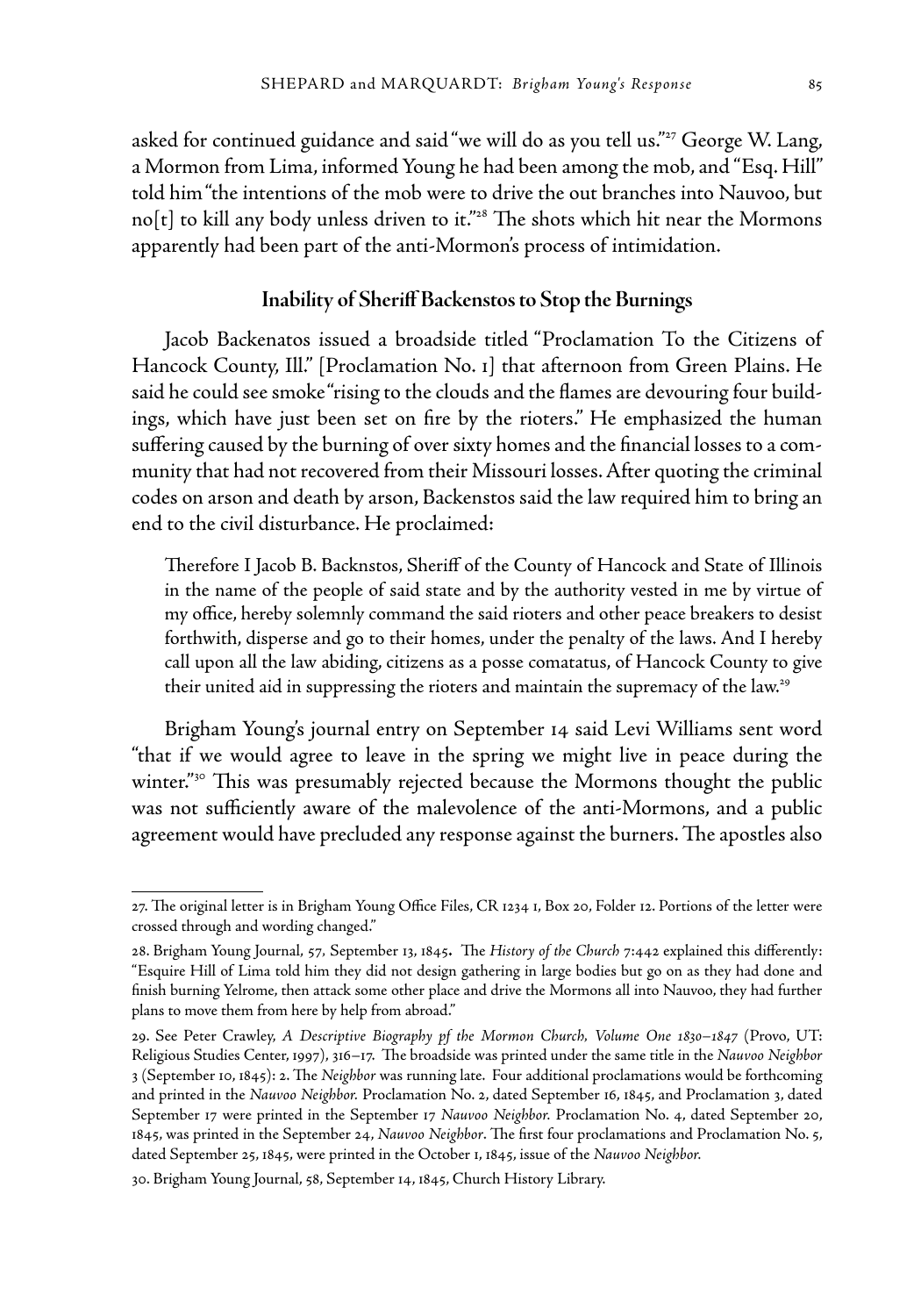asked for continued guidance and said "we will do as you tell us."[27] George W. Lang, a Mormon from Lima, informed Young he had been among the mob, and "Esq. Hill" told him "the intentions of the mob were to drive the out branches into Nauvoo, but no[t] to kill any body unless driven to it."[28] The shots which hit near the Mormons apparently had been part of the anti-Mormon's process of intimidation.

## Inability of Sheriff Backenstos to Stop the Burnings

Jacob Backenatos issued a broadside titled "Proclamation To the Citizens of Hancock County, Ill." [Proclamation No. 1] that afternoon from Green Plains. He said he could see smoke "rising to the clouds and the flames are devouring four buildings, which have just been set on fire by the rioters." He emphasized the human suffering caused by the burning of over sixty homes and the financial losses to a community that had not recovered from their Missouri losses. After quoting the criminal codes on arson and death by arson, Backenstos said the law required him to bring an end to the civil disturbance. He proclaimed:

> Therefore I Jacob B. Backnstos, Sheriff of the County of Hancock and State of Illinois in the name of the people of said state and by the authority vested in me by virtue of my office, hereby solemnly command the said rioters and other peace breakers to desist forthwith, disperse and go to their homes, under the penalty of the laws. And I hereby call upon all the law abiding, citizens as a posse comatatus, of Hancock County to give their united aid in suppressing the rioters and maintain the supremacy of the law.[29]

Brigham Young's journal entry on September 14 said Levi Williams sent word "that if we would agree to leave in the spring we might live in peace during the winter."[30] This was presumably rejected because the Mormons thought the public was not sufficiently aware of the malevolence of the anti-Mormons, and a public agreement would have precluded any response against the burners. The apostles also

---

27. The original letter is in Brigham Young Office Files, CR 1234 1, Box 20, Folder 12. Portions of the letter were crossed through and wording changed."

28. Brigham Young Journal, 57, September 13, 1845**.** The *History of the Church* 7:442 explained this differently: "Esquire Hill of Lima told him they did not design gathering in large bodies but go on as they had done and finish burning Yelrome, then attack some other place and drive the Mormons all into Nauvoo, they had further plans to move them from here by help from abroad."

29. See Peter Crawley, *A Descriptive Biography pf the Mormon Church, Volume One 1830–1847* (Provo, UT: Religious Studies Center, 1997), 316–17. The broadside was printed under the same title in the *Nauvoo Neighbor* 3 (September 10, 1845): 2. The *Neighbor* was running late. Four additional proclamations would be forthcoming and printed in the *Nauvoo Neighbor.* Proclamation No. 2, dated September 16, 1845, and Proclamation 3, dated September 17 were printed in the September 17 *Nauvoo Neighbor.* Proclamation No. 4, dated September 20, 1845, was printed in the September 24, *Nauvoo Neighbor*. The first four proclamations and Proclamation No. 5, dated September 25, 1845, were printed in the October 1, 1845, issue of the *Nauvoo Neighbor.*

30. Brigham Young Journal, 58, September 14, 1845, Church History Library.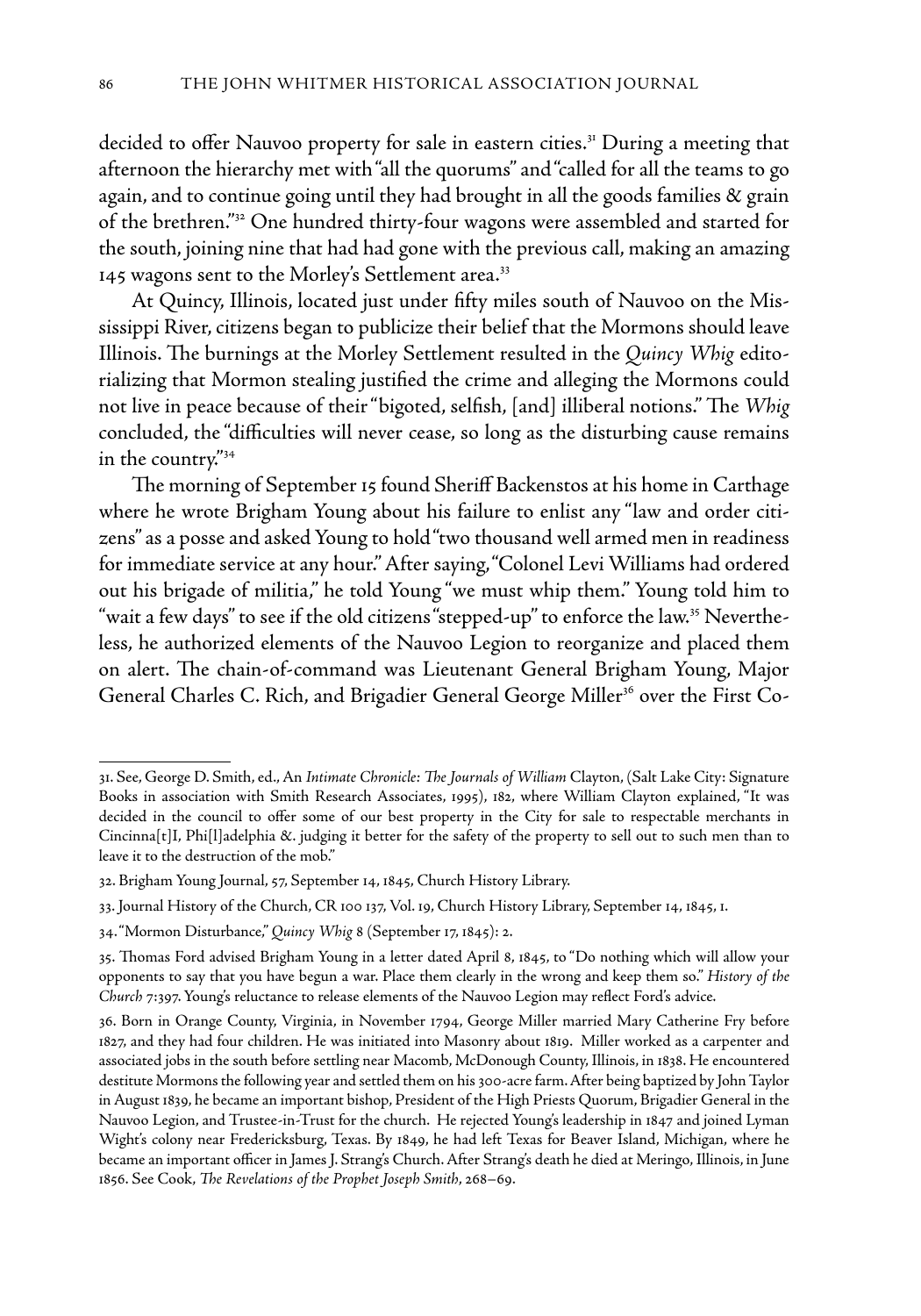decided to offer Nauvoo property for sale in eastern cities.[31] During a meeting that afternoon the hierarchy met with "all the quorums" and "called for all the teams to go again, and to continue going until they had brought in all the goods families & grain of the brethren."[32] One hundred thirty-four wagons were assembled and started for the south, joining nine that had had gone with the previous call, making an amazing 145 wagons sent to the Morley's Settlement area.[33]

At Quincy, Illinois, located just under fifty miles south of Nauvoo on the Mississippi River, citizens began to publicize their belief that the Mormons should leave Illinois. The burnings at the Morley Settlement resulted in the *Quincy Whig* editorializing that Mormon stealing justified the crime and alleging the Mormons could not live in peace because of their "bigoted, selfish, [and] illiberal notions." The *Whig* concluded, the "difficulties will never cease, so long as the disturbing cause remains in the country."[34]

The morning of September 15 found Sheriff Backenstos at his home in Carthage where he wrote Brigham Young about his failure to enlist any "law and order citizens" as a posse and asked Young to hold "two thousand well armed men in readiness for immediate service at any hour." After saying, "Colonel Levi Williams had ordered out his brigade of militia," he told Young "we must whip them." Young told him to "wait a few days" to see if the old citizens "stepped-up" to enforce the law.[35] Nevertheless, he authorized elements of the Nauvoo Legion to reorganize and placed them on alert. The chain-of-command was Lieutenant General Brigham Young, Major General Charles C. Rich, and Brigadier General George Miller[36] over the First Co-

---

31. See, George D. Smith, ed., An *Intimate Chronicle: The Journals of William* Clayton, (Salt Lake City: Signature Books in association with Smith Research Associates, 1995), 182, where William Clayton explained, "It was decided in the council to offer some of our best property in the City for sale to respectable merchants in Cincinna[t]I, Phi[l]adelphia &. judging it better for the safety of the property to sell out to such men than to leave it to the destruction of the mob."

32. Brigham Young Journal, 57, September 14, 1845, Church History Library.

33. Journal History of the Church, CR 100 137, Vol. 19, Church History Library, September 14, 1845, 1.

34. "Mormon Disturbance," *Quincy Whig* 8 (September 17, 1845): 2.

35. Thomas Ford advised Brigham Young in a letter dated April 8, 1845, to "Do nothing which will allow your opponents to say that you have begun a war. Place them clearly in the wrong and keep them so." *History of the Church* 7:397. Young's reluctance to release elements of the Nauvoo Legion may reflect Ford's advice.

36. Born in Orange County, Virginia, in November 1794, George Miller married Mary Catherine Fry before 1827, and they had four children. He was initiated into Masonry about 1819. Miller worked as a carpenter and associated jobs in the south before settling near Macomb, McDonough County, Illinois, in 1838. He encountered destitute Mormons the following year and settled them on his 300-acre farm. After being baptized by John Taylor in August 1839, he became an important bishop, President of the High Priests Quorum, Brigadier General in the Nauvoo Legion, and Trustee-in-Trust for the church. He rejected Young's leadership in 1847 and joined Lyman Wight's colony near Fredericksburg, Texas. By 1849, he had left Texas for Beaver Island, Michigan, where he became an important officer in James J. Strang's Church. After Strang's death he died at Meringo, Illinois, in June 1856. See Cook, *The Revelations of the Prophet Joseph Smith*, 268–69.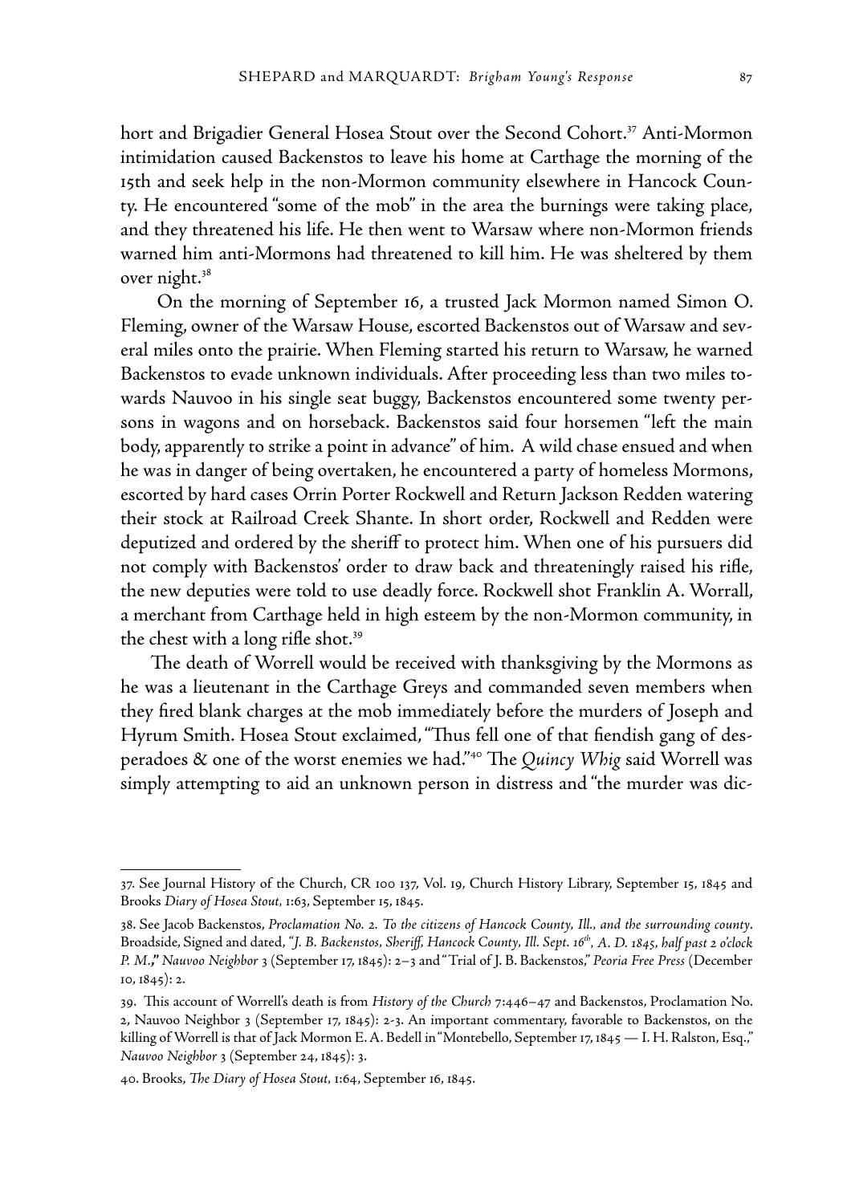hort and Brigadier General Hosea Stout over the Second Cohort.[37] Anti-Mormon intimidation caused Backenstos to leave his home at Carthage the morning of the 15th and seek help in the non-Mormon community elsewhere in Hancock County. He encountered "some of the mob" in the area the burnings were taking place, and they threatened his life. He then went to Warsaw where non-Mormon friends warned him anti-Mormons had threatened to kill him. He was sheltered by them over night.[38]

On the morning of September 16, a trusted Jack Mormon named Simon O. Fleming, owner of the Warsaw House, escorted Backenstos out of Warsaw and several miles onto the prairie. When Fleming started his return to Warsaw, he warned Backenstos to evade unknown individuals. After proceeding less than two miles towards Nauvoo in his single seat buggy, Backenstos encountered some twenty persons in wagons and on horseback. Backenstos said four horsemen "left the main body, apparently to strike a point in advance" of him. A wild chase ensued and when he was in danger of being overtaken, he encountered a party of homeless Mormons, escorted by hard cases Orrin Porter Rockwell and Return Jackson Redden watering their stock at Railroad Creek Shante. In short order, Rockwell and Redden were deputized and ordered by the sheriff to protect him. When one of his pursuers did not comply with Backenstos' order to draw back and threateningly raised his rifle, the new deputies were told to use deadly force. Rockwell shot Franklin A. Worrall, a merchant from Carthage held in high esteem by the non-Mormon community, in the chest with a long rifle shot.[39]

The death of Worrell would be received with thanksgiving by the Mormons as he was a lieutenant in the Carthage Greys and commanded seven members when they fired blank charges at the mob immediately before the murders of Joseph and Hyrum Smith. Hosea Stout exclaimed, "Thus fell one of that fiendish gang of desperadoes & one of the worst enemies we had."[40] The *Quincy Whig* said Worrell was simply attempting to aid an unknown person in distress and "the murder was dic-

---

37. See Journal History of the Church, CR 100 137, Vol. 19, Church History Library, September 15, 1845 and Brooks *Diary of Hosea Stout*, 1:63, September 15, 1845.

38. See Jacob Backenstos, *Proclamation No. 2. To the citizens of Hancock County, Ill., and the surrounding county*. Broadside, Signed and dated, "*J. B. Backenstos, Sheriff, Hancock County, Ill. Sept. 16th, A. D. 1845, half past 2 o'clock P. M.*," *Nauvoo Neighbor* 3 (September 17, 1845): 2–3 and "Trial of J. B. Backenstos," *Peoria Free Press* (December 10, 1845): 2.

39. This account of Worrell's death is from *History of the Church* 7:446–47 and Backenstos, Proclamation No. 2, Nauvoo Neighbor 3 (September 17, 1845): 2-3. An important commentary, favorable to Backenstos, on the killing of Worrell is that of Jack Mormon E. A. Bedell in "Montebello, September 17, 1845 — I. H. Ralston, Esq.," *Nauvoo Neighbor* 3 (September 24, 1845): 3.

40. Brooks, *The Diary of Hosea Stout*, 1:64, September 16, 1845.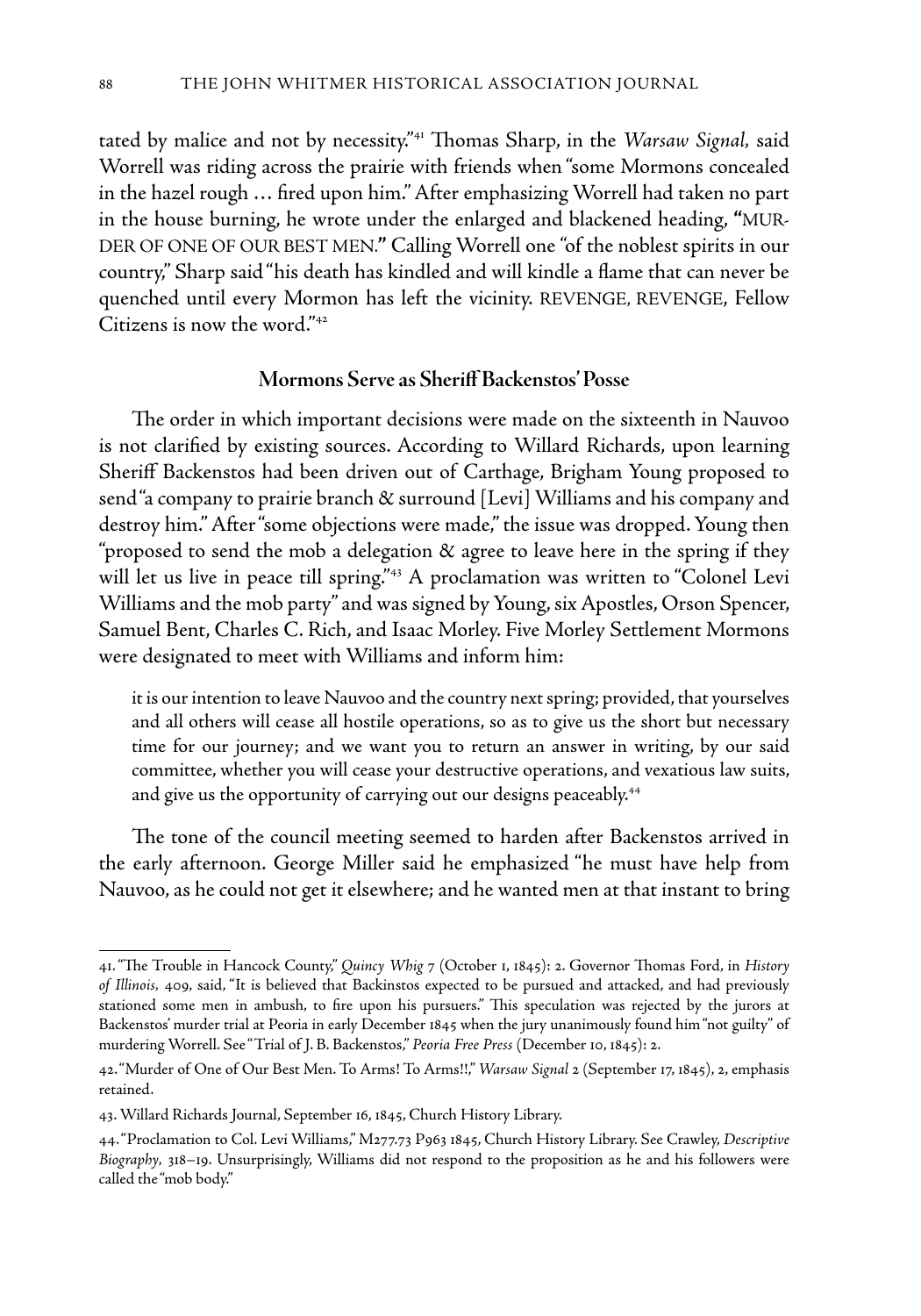tated by malice and not by necessity."[41] Thomas Sharp, in the *Warsaw Signal*, said Worrell was riding across the prairie with friends when "some Mormons concealed in the hazel rough … fired upon him." After emphasizing Worrell had taken no part in the house burning, he wrote under the enlarged and blackened heading, **"**MURDER OF ONE OF OUR BEST MEN.**"** Calling Worrell one "of the noblest spirits in our country," Sharp said "his death has kindled and will kindle a flame that can never be quenched until every Mormon has left the vicinity. REVENGE, REVENGE, Fellow Citizens is now the word."[42]

## Mormons Serve as Sheriff Backenstos' Posse

The order in which important decisions were made on the sixteenth in Nauvoo is not clarified by existing sources. According to Willard Richards, upon learning Sheriff Backenstos had been driven out of Carthage, Brigham Young proposed to send "a company to prairie branch & surround [Levi] Williams and his company and destroy him." After "some objections were made," the issue was dropped. Young then "proposed to send the mob a delegation & agree to leave here in the spring if they will let us live in peace till spring."[43] A proclamation was written to "Colonel Levi Williams and the mob party" and was signed by Young, six Apostles, Orson Spencer, Samuel Bent, Charles C. Rich, and Isaac Morley. Five Morley Settlement Mormons were designated to meet with Williams and inform him:

> it is our intention to leave Nauvoo and the country next spring; provided, that yourselves and all others will cease all hostile operations, so as to give us the short but necessary time for our journey; and we want you to return an answer in writing, by our said committee, whether you will cease your destructive operations, and vexatious law suits, and give us the opportunity of carrying out our designs peaceably.[44]

The tone of the council meeting seemed to harden after Backenstos arrived in the early afternoon. George Miller said he emphasized "he must have help from Nauvoo, as he could not get it elsewhere; and he wanted men at that instant to bring

---

41. "The Trouble in Hancock County," *Quincy Whig* 7 (October 1, 1845): 2. Governor Thomas Ford, in *History of Illinois*, 409, said, "It is believed that Backinstos expected to be pursued and attacked, and had previously stationed some men in ambush, to fire upon his pursuers." This speculation was rejected by the jurors at Backenstos' murder trial at Peoria in early December 1845 when the jury unanimously found him "not guilty" of murdering Worrell. See "Trial of J. B. Backenstos," *Peoria Free Press* (December 10, 1845): 2.

42. "Murder of One of Our Best Men. To Arms! To Arms!!," *Warsaw Signal* 2 (September 17, 1845), 2, emphasis retained.

43. Willard Richards Journal, September 16, 1845, Church History Library.

44. "Proclamation to Col. Levi Williams," M277.73 P963 1845, Church History Library. See Crawley, *Descriptive Biography*, 318–19. Unsurprisingly, Williams did not respond to the proposition as he and his followers were called the "mob body."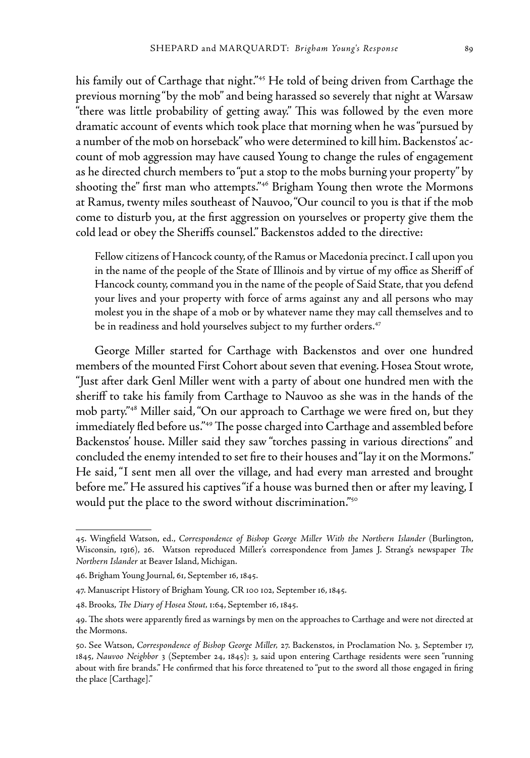his family out of Carthage that night."[45] He told of being driven from Carthage the previous morning "by the mob" and being harassed so severely that night at Warsaw "there was little probability of getting away." This was followed by the even more dramatic account of events which took place that morning when he was "pursued by a number of the mob on horseback" who were determined to kill him. Backenstos' account of mob aggression may have caused Young to change the rules of engagement as he directed church members to "put a stop to the mobs burning your property" by shooting the" first man who attempts."[46] Brigham Young then wrote the Mormons at Ramus, twenty miles southeast of Nauvoo, "Our council to you is that if the mob come to disturb you, at the first aggression on yourselves or property give them the cold lead or obey the Sheriffs counsel." Backenstos added to the directive:

> Fellow citizens of Hancock county, of the Ramus or Macedonia precinct. I call upon you in the name of the people of the State of Illinois and by virtue of my office as Sheriff of Hancock county, command you in the name of the people of Said State, that you defend your lives and your property with force of arms against any and all persons who may molest you in the shape of a mob or by whatever name they may call themselves and to be in readiness and hold yourselves subject to my further orders.[47]

George Miller started for Carthage with Backenstos and over one hundred members of the mounted First Cohort about seven that evening. Hosea Stout wrote, "Just after dark Genl Miller went with a party of about one hundred men with the sheriff to take his family from Carthage to Nauvoo as she was in the hands of the mob party."[48] Miller said, "On our approach to Carthage we were fired on, but they immediately fled before us."[49] The posse charged into Carthage and assembled before Backenstos' house. Miller said they saw "torches passing in various directions" and concluded the enemy intended to set fire to their houses and "lay it on the Mormons." He said, "I sent men all over the village, and had every man arrested and brought before me." He assured his captives "if a house was burned then or after my leaving, I would put the place to the sword without discrimination."[50]

---

45. Wingfield Watson, ed., *Correspondence of Bishop George Miller With the Northern Islander* (Burlington, Wisconsin, 1916), 26. Watson reproduced Miller's correspondence from James J. Strang's newspaper *The Northern Islander* at Beaver Island, Michigan.

46. Brigham Young Journal, 61, September 16, 1845.

47. Manuscript History of Brigham Young, CR 100 102, September 16, 1845.

48. Brooks, *The Diary of Hosea Stout*, 1:64, September 16, 1845.

49. The shots were apparently fired as warnings by men on the approaches to Carthage and were not directed at the Mormons.

50. See Watson, *Correspondence of Bishop George Miller*, 27. Backenstos, in Proclamation No. 3, September 17, 1845, *Nauvoo Neighbor* 3 (September 24, 1845): 3, said upon entering Carthage residents were seen "running about with fire brands." He confirmed that his force threatened to "put to the sword all those engaged in firing the place [Carthage]."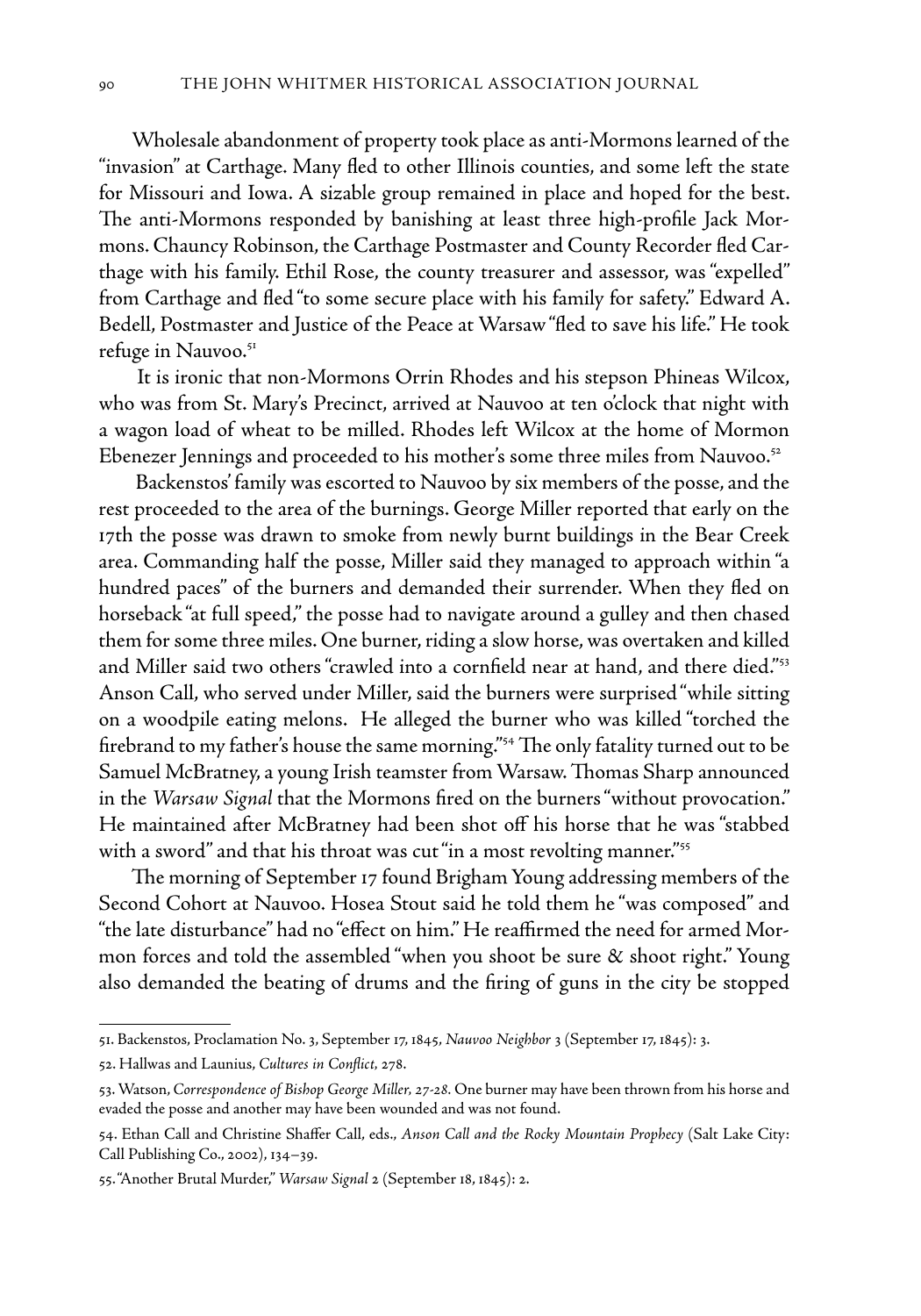Wholesale abandonment of property took place as anti-Mormons learned of the "invasion" at Carthage. Many fled to other Illinois counties, and some left the state for Missouri and Iowa. A sizable group remained in place and hoped for the best. The anti-Mormons responded by banishing at least three high-profile Jack Mormons. Chauncy Robinson, the Carthage Postmaster and County Recorder fled Carthage with his family. Ethil Rose, the county treasurer and assessor, was "expelled" from Carthage and fled "to some secure place with his family for safety." Edward A. Bedell, Postmaster and Justice of the Peace at Warsaw "fled to save his life." He took refuge in Nauvoo.[51]

It is ironic that non-Mormons Orrin Rhodes and his stepson Phineas Wilcox, who was from St. Mary's Precinct, arrived at Nauvoo at ten o'clock that night with a wagon load of wheat to be milled. Rhodes left Wilcox at the home of Mormon Ebenezer Jennings and proceeded to his mother's some three miles from Nauvoo.[52]

Backenstos' family was escorted to Nauvoo by six members of the posse, and the rest proceeded to the area of the burnings. George Miller reported that early on the 17th the posse was drawn to smoke from newly burnt buildings in the Bear Creek area. Commanding half the posse, Miller said they managed to approach within "a hundred paces" of the burners and demanded their surrender. When they fled on horseback "at full speed," the posse had to navigate around a gulley and then chased them for some three miles. One burner, riding a slow horse, was overtaken and killed and Miller said two others "crawled into a cornfield near at hand, and there died."[53] Anson Call, who served under Miller, said the burners were surprised "while sitting on a woodpile eating melons. He alleged the burner who was killed "torched the firebrand to my father's house the same morning."[54] The only fatality turned out to be Samuel McBratney, a young Irish teamster from Warsaw. Thomas Sharp announced in the *Warsaw Signal* that the Mormons fired on the burners "without provocation." He maintained after McBratney had been shot off his horse that he was "stabbed with a sword" and that his throat was cut "in a most revolting manner."[55]

The morning of September 17 found Brigham Young addressing members of the Second Cohort at Nauvoo. Hosea Stout said he told them he "was composed" and "the late disturbance" had no "effect on him." He reaffirmed the need for armed Mormon forces and told the assembled "when you shoot be sure & shoot right." Young also demanded the beating of drums and the firing of guns in the city be stopped

---

51. Backenstos, Proclamation No. 3, September 17, 1845, *Nauvoo Neighbor* 3 (September 17, 1845): 3.

52. Hallwas and Launius, *Cultures in Conflict,* 278.

53. Watson, *Correspondence of Bishop George Miller, 27-28.* One burner may have been thrown from his horse and evaded the posse and another may have been wounded and was not found.

54. Ethan Call and Christine Shaffer Call, eds., *Anson Call and the Rocky Mountain Prophecy* (Salt Lake City: Call Publishing Co., 2002), 134–39.

55. "Another Brutal Murder," *Warsaw Signal* 2 (September 18, 1845): 2.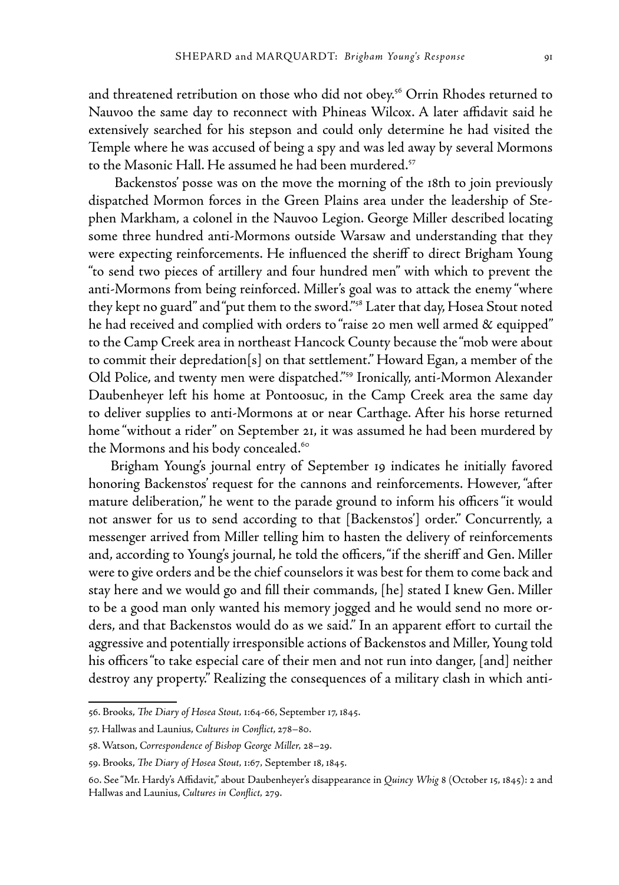and threatened retribution on those who did not obey.[56] Orrin Rhodes returned to Nauvoo the same day to reconnect with Phineas Wilcox. A later affidavit said he extensively searched for his stepson and could only determine he had visited the Temple where he was accused of being a spy and was led away by several Mormons to the Masonic Hall. He assumed he had been murdered.[57]

Backenstos' posse was on the move the morning of the 18th to join previously dispatched Mormon forces in the Green Plains area under the leadership of Stephen Markham, a colonel in the Nauvoo Legion. George Miller described locating some three hundred anti-Mormons outside Warsaw and understanding that they were expecting reinforcements. He influenced the sheriff to direct Brigham Young "to send two pieces of artillery and four hundred men" with which to prevent the anti-Mormons from being reinforced. Miller's goal was to attack the enemy "where they kept no guard" and "put them to the sword."[58] Later that day, Hosea Stout noted he had received and complied with orders to "raise 20 men well armed & equipped" to the Camp Creek area in northeast Hancock County because the "mob were about to commit their depredation[s] on that settlement." Howard Egan, a member of the Old Police, and twenty men were dispatched."[59] Ironically, anti-Mormon Alexander Daubenheyer left his home at Pontoosuc, in the Camp Creek area the same day to deliver supplies to anti-Mormons at or near Carthage. After his horse returned home "without a rider" on September 21, it was assumed he had been murdered by the Mormons and his body concealed.[60]

Brigham Young's journal entry of September 19 indicates he initially favored honoring Backenstos' request for the cannons and reinforcements. However, "after mature deliberation," he went to the parade ground to inform his officers "it would not answer for us to send according to that [Backenstos'] order." Concurrently, a messenger arrived from Miller telling him to hasten the delivery of reinforcements and, according to Young's journal, he told the officers, "if the sheriff and Gen. Miller were to give orders and be the chief counselors it was best for them to come back and stay here and we would go and fill their commands, [he] stated I knew Gen. Miller to be a good man only wanted his memory jogged and he would send no more orders, and that Backenstos would do as we said." In an apparent effort to curtail the aggressive and potentially irresponsible actions of Backenstos and Miller, Young told his officers "to take especial care of their men and not run into danger, [and] neither destroy any property." Realizing the consequences of a military clash in which anti-

---

56. Brooks, *The Diary of Hosea Stout*, 1:64-66, September 17, 1845.

57. Hallwas and Launius, *Cultures in Conflict*, 278–80.

58. Watson, *Correspondence of Bishop George Miller*, 28–29.

59. Brooks, *The Diary of Hosea Stout*, 1:67, September 18, 1845.

60. See "Mr. Hardy's Affidavit," about Daubenheyer's disappearance in *Quincy Whig* 8 (October 15, 1845): 2 and Hallwas and Launius, *Cultures in Conflict*, 279.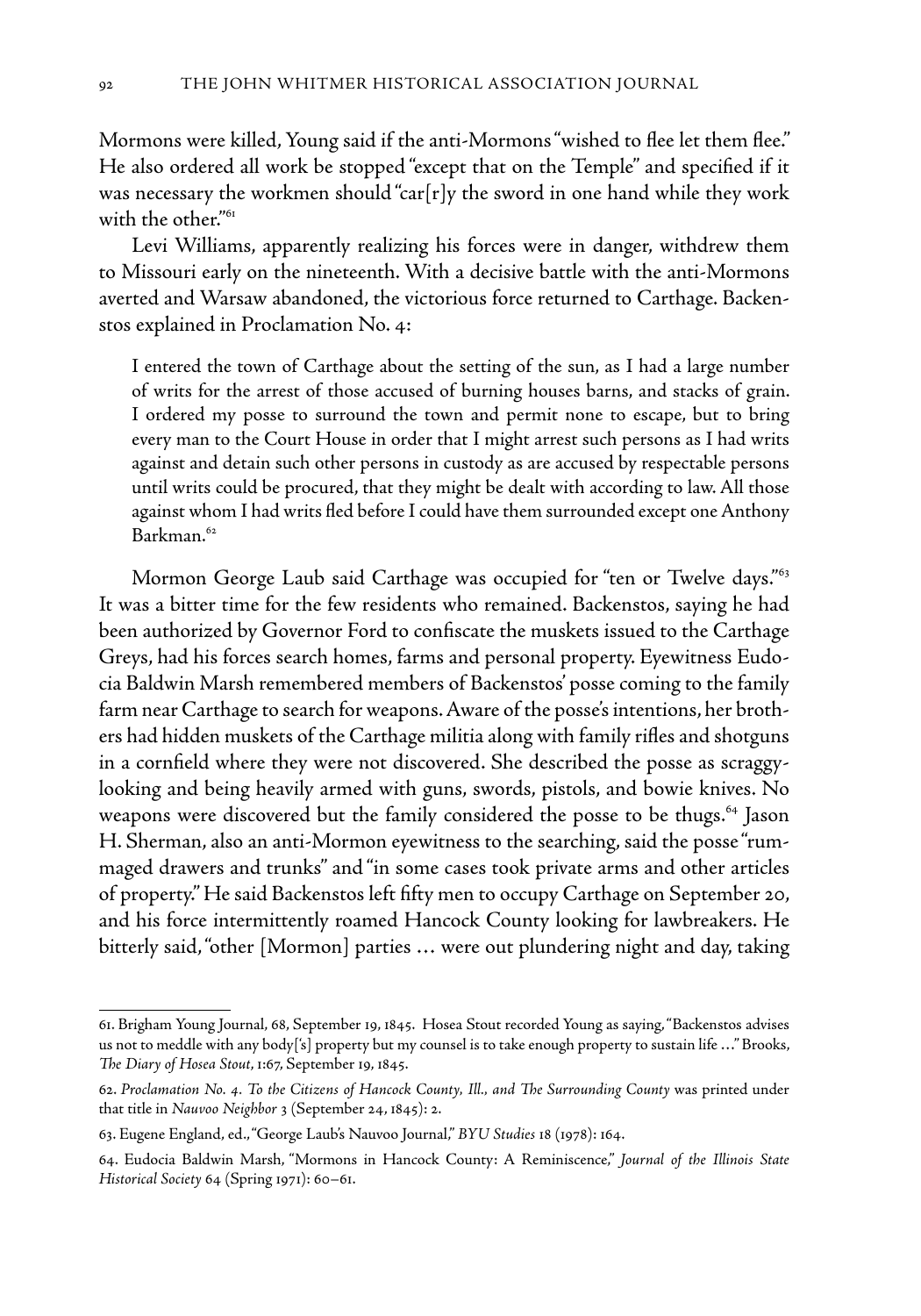Mormons were killed, Young said if the anti-Mormons "wished to flee let them flee." He also ordered all work be stopped "except that on the Temple" and specified if it was necessary the workmen should "car[r]y the sword in one hand while they work with the other."[61]

Levi Williams, apparently realizing his forces were in danger, withdrew them to Missouri early on the nineteenth. With a decisive battle with the anti-Mormons averted and Warsaw abandoned, the victorious force returned to Carthage. Backenstos explained in Proclamation No. 4:

> I entered the town of Carthage about the setting of the sun, as I had a large number of writs for the arrest of those accused of burning houses barns, and stacks of grain. I ordered my posse to surround the town and permit none to escape, but to bring every man to the Court House in order that I might arrest such persons as I had writs against and detain such other persons in custody as are accused by respectable persons until writs could be procured, that they might be dealt with according to law. All those against whom I had writs fled before I could have them surrounded except one Anthony Barkman.[62]

Mormon George Laub said Carthage was occupied for "ten or Twelve days."[63] It was a bitter time for the few residents who remained. Backenstos, saying he had been authorized by Governor Ford to confiscate the muskets issued to the Carthage Greys, had his forces search homes, farms and personal property. Eyewitness Eudocia Baldwin Marsh remembered members of Backenstos' posse coming to the family farm near Carthage to search for weapons. Aware of the posse's intentions, her brothers had hidden muskets of the Carthage militia along with family rifles and shotguns in a cornfield where they were not discovered. She described the posse as scraggy-looking and being heavily armed with guns, swords, pistols, and bowie knives. No weapons were discovered but the family considered the posse to be thugs.[64] Jason H. Sherman, also an anti-Mormon eyewitness to the searching, said the posse "rummaged drawers and trunks" and "in some cases took private arms and other articles of property." He said Backenstos left fifty men to occupy Carthage on September 20, and his force intermittently roamed Hancock County looking for lawbreakers. He bitterly said, "other [Mormon] parties … were out plundering night and day, taking

---

61. Brigham Young Journal, 68, September 19, 1845. Hosea Stout recorded Young as saying, "Backenstos advises us not to meddle with any body['s] property but my counsel is to take enough property to sustain life …" Brooks, *The Diary of Hosea Stout*, 1:67, September 19, 1845.

62. *Proclamation No. 4. To the Citizens of Hancock County, Ill., and The Surrounding County* was printed under that title in *Nauvoo Neighbor* 3 (September 24, 1845): 2.

63. Eugene England, ed., "George Laub's Nauvoo Journal," *BYU Studies* 18 (1978): 164.

64. Eudocia Baldwin Marsh, "Mormons in Hancock County: A Reminiscence," *Journal of the Illinois State Historical Society* 64 (Spring 1971): 60–61.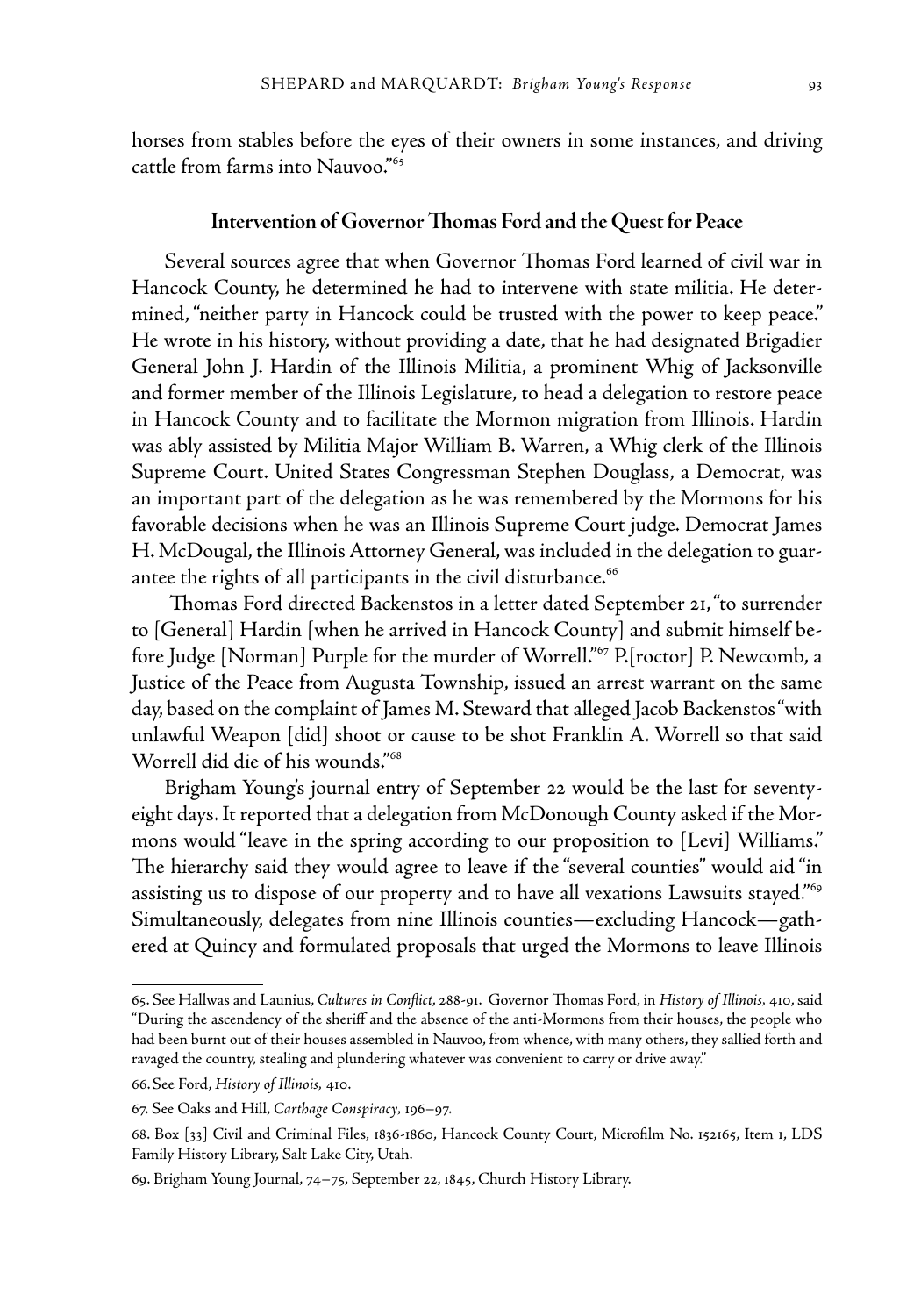horses from stables before the eyes of their owners in some instances, and driving cattle from farms into Nauvoo."[65]

## Intervention of Governor Thomas Ford and the Quest for Peace

Several sources agree that when Governor Thomas Ford learned of civil war in Hancock County, he determined he had to intervene with state militia. He determined, "neither party in Hancock could be trusted with the power to keep peace." He wrote in his history, without providing a date, that he had designated Brigadier General John J. Hardin of the Illinois Militia, a prominent Whig of Jacksonville and former member of the Illinois Legislature, to head a delegation to restore peace in Hancock County and to facilitate the Mormon migration from Illinois. Hardin was ably assisted by Militia Major William B. Warren, a Whig clerk of the Illinois Supreme Court. United States Congressman Stephen Douglass, a Democrat, was an important part of the delegation as he was remembered by the Mormons for his favorable decisions when he was an Illinois Supreme Court judge. Democrat James H. McDougal, the Illinois Attorney General, was included in the delegation to guarantee the rights of all participants in the civil disturbance.[66]

Thomas Ford directed Backenstos in a letter dated September 21, "to surrender to [General] Hardin [when he arrived in Hancock County] and submit himself before Judge [Norman] Purple for the murder of Worrell."[67] P.[roctor] P. Newcomb, a Justice of the Peace from Augusta Township, issued an arrest warrant on the same day, based on the complaint of James M. Steward that alleged Jacob Backenstos "with unlawful Weapon [did] shoot or cause to be shot Franklin A. Worrell so that said Worrell did die of his wounds."[68]

Brigham Young's journal entry of September 22 would be the last for seventy-eight days. It reported that a delegation from McDonough County asked if the Mormons would "leave in the spring according to our proposition to [Levi] Williams." The hierarchy said they would agree to leave if the "several counties" would aid "in assisting us to dispose of our property and to have all vexations Lawsuits stayed."[69] Simultaneously, delegates from nine Illinois counties—excluding Hancock—gathered at Quincy and formulated proposals that urged the Mormons to leave Illinois

---

65. See Hallwas and Launius, *Cultures in Conflict*, 288-91. Governor Thomas Ford, in *History of Illinois*, 410, said "During the ascendency of the sheriff and the absence of the anti-Mormons from their houses, the people who had been burnt out of their houses assembled in Nauvoo, from whence, with many others, they sallied forth and ravaged the country, stealing and plundering whatever was convenient to carry or drive away."

66. See Ford, *History of Illinois*, 410.

67. See Oaks and Hill, *Carthage Conspiracy*, 196–97.

68. Box [33] Civil and Criminal Files, 1836-1860, Hancock County Court, Microfilm No. 152165, Item 1, LDS Family History Library, Salt Lake City, Utah.

69. Brigham Young Journal, 74–75, September 22, 1845, Church History Library.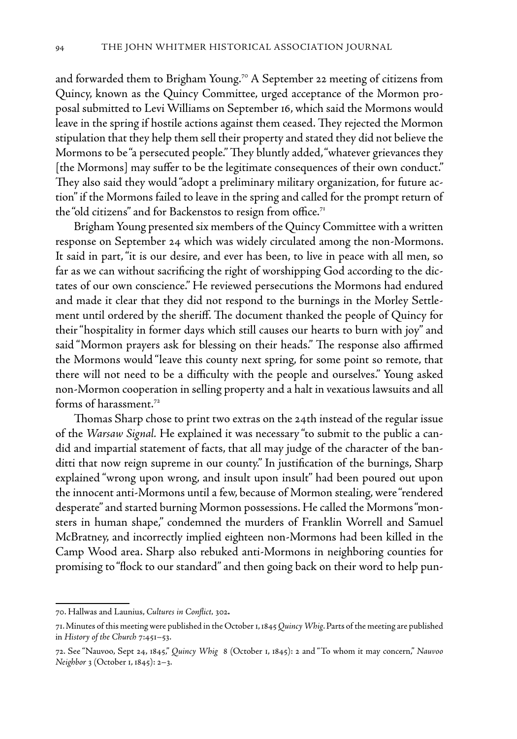and forwarded them to Brigham Young.[70] A September 22 meeting of citizens from Quincy, known as the Quincy Committee, urged acceptance of the Mormon proposal submitted to Levi Williams on September 16, which said the Mormons would leave in the spring if hostile actions against them ceased. They rejected the Mormon stipulation that they help them sell their property and stated they did not believe the Mormons to be "a persecuted people." They bluntly added, "whatever grievances they [the Mormons] may suffer to be the legitimate consequences of their own conduct." They also said they would "adopt a preliminary military organization, for future action" if the Mormons failed to leave in the spring and called for the prompt return of the "old citizens" and for Backenstos to resign from office.[71]

Brigham Young presented six members of the Quincy Committee with a written response on September 24 which was widely circulated among the non-Mormons. It said in part, "it is our desire, and ever has been, to live in peace with all men, so far as we can without sacrificing the right of worshipping God according to the dictates of our own conscience." He reviewed persecutions the Mormons had endured and made it clear that they did not respond to the burnings in the Morley Settlement until ordered by the sheriff. The document thanked the people of Quincy for their "hospitality in former days which still causes our hearts to burn with joy" and said "Mormon prayers ask for blessing on their heads." The response also affirmed the Mormons would "leave this county next spring, for some point so remote, that there will not need to be a difficulty with the people and ourselves." Young asked non-Mormon cooperation in selling property and a halt in vexatious lawsuits and all forms of harassment.[72]

Thomas Sharp chose to print two extras on the 24th instead of the regular issue of the *Warsaw Signal.* He explained it was necessary "to submit to the public a candid and impartial statement of facts, that all may judge of the character of the banditti that now reign supreme in our county." In justification of the burnings, Sharp explained "wrong upon wrong, and insult upon insult" had been poured out upon the innocent anti-Mormons until a few, because of Mormon stealing, were "rendered desperate" and started burning Mormon possessions. He called the Mormons "monsters in human shape," condemned the murders of Franklin Worrell and Samuel McBratney, and incorrectly implied eighteen non-Mormons had been killed in the Camp Wood area. Sharp also rebuked anti-Mormons in neighboring counties for promising to "flock to our standard" and then going back on their word to help pun-

---

70. Hallwas and Launius, *Cultures in Conflict,* 302.

71. Minutes of this meeting were published in the October 1, 1845 *Quincy Whig*. Parts of the meeting are published in *History of the Church* 7:451–53.

72. See "Nauvoo, Sept 24, 1845," *Quincy Whig* 8 (October 1, 1845): 2 and "To whom it may concern," *Nauvoo Neighbor* 3 (October 1, 1845): 2–3.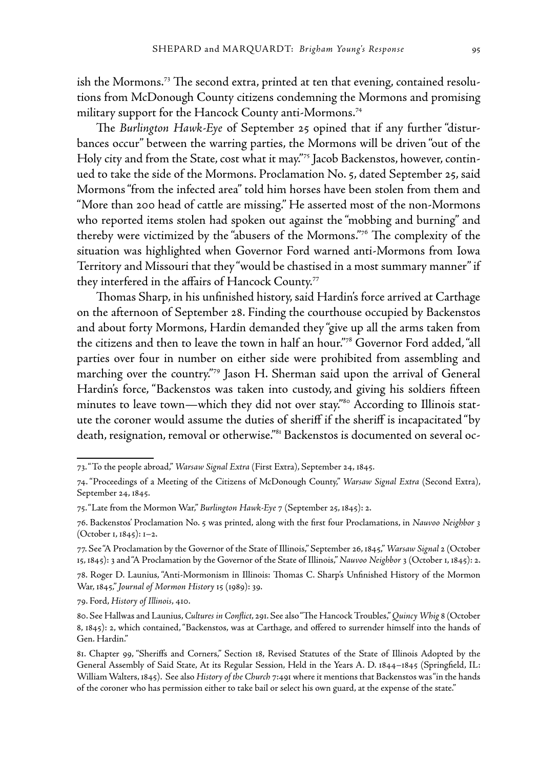ish the Mormons.[73] The second extra, printed at ten that evening, contained resolutions from McDonough County citizens condemning the Mormons and promising military support for the Hancock County anti-Mormons.[74]

The *Burlington Hawk-Eye* of September 25 opined that if any further "disturbances occur" between the warring parties, the Mormons will be driven "out of the Holy city and from the State, cost what it may."[75] Jacob Backenstos, however, continued to take the side of the Mormons. Proclamation No. 5, dated September 25, said Mormons "from the infected area" told him horses have been stolen from them and "More than 200 head of cattle are missing." He asserted most of the non-Mormons who reported items stolen had spoken out against the "mobbing and burning" and thereby were victimized by the "abusers of the Mormons."[76] The complexity of the situation was highlighted when Governor Ford warned anti-Mormons from Iowa Territory and Missouri that they "would be chastised in a most summary manner" if they interfered in the affairs of Hancock County.[77]

Thomas Sharp, in his unfinished history, said Hardin's force arrived at Carthage on the afternoon of September 28. Finding the courthouse occupied by Backenstos and about forty Mormons, Hardin demanded they "give up all the arms taken from the citizens and then to leave the town in half an hour."[78] Governor Ford added, "all parties over four in number on either side were prohibited from assembling and marching over the country."[79] Jason H. Sherman said upon the arrival of General Hardin's force, "Backenstos was taken into custody, and giving his soldiers fifteen minutes to leave town—which they did not over stay."[80] According to Illinois statute the coroner would assume the duties of sheriff if the sheriff is incapacitated "by death, resignation, removal or otherwise."[81] Backenstos is documented on several oc-

---

73. "To the people abroad," *Warsaw Signal Extra* (First Extra), September 24, 1845.

74. "Proceedings of a Meeting of the Citizens of McDonough County," *Warsaw Signal Extra* (Second Extra), September 24, 1845.

75. "Late from the Mormon War," *Burlington Hawk-Eye* 7 (September 25, 1845): 2.

76. Backenstos' Proclamation No. 5 was printed, along with the first four Proclamations, in *Nauvoo Neighbor* 3 (October 1, 1845): 1–2.

77. See "A Proclamation by the Governor of the State of Illinois," September 26, 1845," *Warsaw Signal* 2 (October 15, 1845): 3 and "A Proclamation by the Governor of the State of Illinois," *Nauvoo Neighbor* 3 (October 1, 1845): 2.

78. Roger D. Launius, "Anti-Mormonism in Illinois: Thomas C. Sharp's Unfinished History of the Mormon War, 1845," *Journal of Mormon History* 15 (1989): 39.

79. Ford, *History of Illinois*, 410.

80. See Hallwas and Launius, *Cultures in Conflict*, 291. See also "The Hancock Troubles," *Quincy Whig* 8 (October 8, 1845): 2, which contained, "Backenstos, was at Carthage, and offered to surrender himself into the hands of Gen. Hardin."

81. Chapter 99, "Sheriffs and Corners," Section 18, Revised Statutes of the State of Illinois Adopted by the General Assembly of Said State, At its Regular Session, Held in the Years A. D. 1844–1845 (Springfield, IL: William Walters, 1845). See also *History of the Church* 7:491 where it mentions that Backenstos was "in the hands of the coroner who has permission either to take bail or select his own guard, at the expense of the state."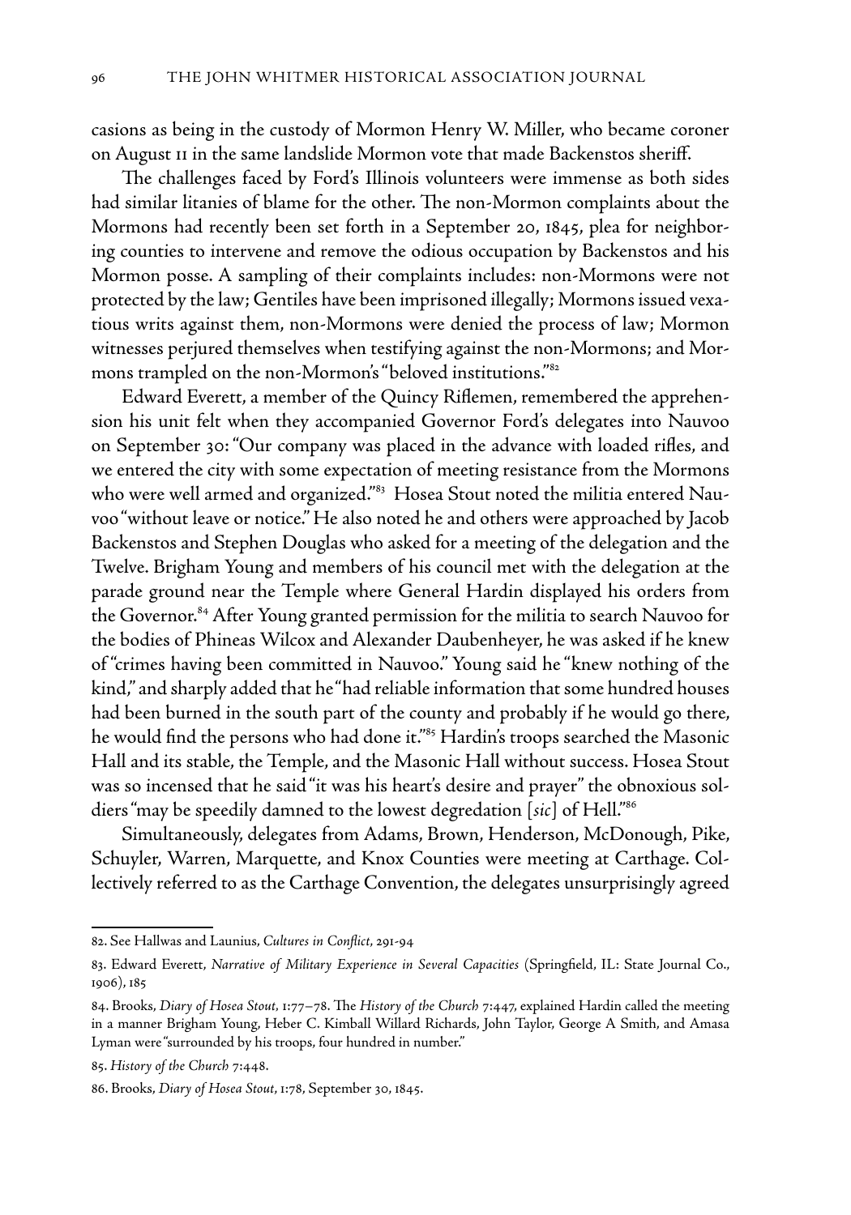casions as being in the custody of Mormon Henry W. Miller, who became coroner on August 11 in the same landslide Mormon vote that made Backenstos sheriff.

The challenges faced by Ford's Illinois volunteers were immense as both sides had similar litanies of blame for the other. The non-Mormon complaints about the Mormons had recently been set forth in a September 20, 1845, plea for neighboring counties to intervene and remove the odious occupation by Backenstos and his Mormon posse. A sampling of their complaints includes: non-Mormons were not protected by the law; Gentiles have been imprisoned illegally; Mormons issued vexatious writs against them, non-Mormons were denied the process of law; Mormon witnesses perjured themselves when testifying against the non-Mormons; and Mormons trampled on the non-Mormon's "beloved institutions."[82]

Edward Everett, a member of the Quincy Riflemen, remembered the apprehension his unit felt when they accompanied Governor Ford's delegates into Nauvoo on September 30: "Our company was placed in the advance with loaded rifles, and we entered the city with some expectation of meeting resistance from the Mormons who were well armed and organized."[83] Hosea Stout noted the militia entered Nauvoo "without leave or notice." He also noted he and others were approached by Jacob Backenstos and Stephen Douglas who asked for a meeting of the delegation and the Twelve. Brigham Young and members of his council met with the delegation at the parade ground near the Temple where General Hardin displayed his orders from the Governor.[84] After Young granted permission for the militia to search Nauvoo for the bodies of Phineas Wilcox and Alexander Daubenheyer, he was asked if he knew of "crimes having been committed in Nauvoo." Young said he "knew nothing of the kind," and sharply added that he "had reliable information that some hundred houses had been burned in the south part of the county and probably if he would go there, he would find the persons who had done it."[85] Hardin's troops searched the Masonic Hall and its stable, the Temple, and the Masonic Hall without success. Hosea Stout was so incensed that he said "it was his heart's desire and prayer" the obnoxious soldiers "may be speedily damned to the lowest degredation [*sic*] of Hell."[86]

Simultaneously, delegates from Adams, Brown, Henderson, McDonough, Pike, Schuyler, Warren, Marquette, and Knox Counties were meeting at Carthage. Collectively referred to as the Carthage Convention, the delegates unsurprisingly agreed

---

82. See Hallwas and Launius, *Cultures in Conflict*, 291-94

83. Edward Everett, *Narrative of Military Experience in Several Capacities* (Springfield, IL: State Journal Co., 1906), 185

84. Brooks, *Diary of Hosea Stout*, 1:77–78. The *History of the Church* 7:447, explained Hardin called the meeting in a manner Brigham Young, Heber C. Kimball Willard Richards, John Taylor, George A Smith, and Amasa Lyman were "surrounded by his troops, four hundred in number."

85. *History of the Church* 7:448.

86. Brooks, *Diary of Hosea Stout*, 1:78, September 30, 1845.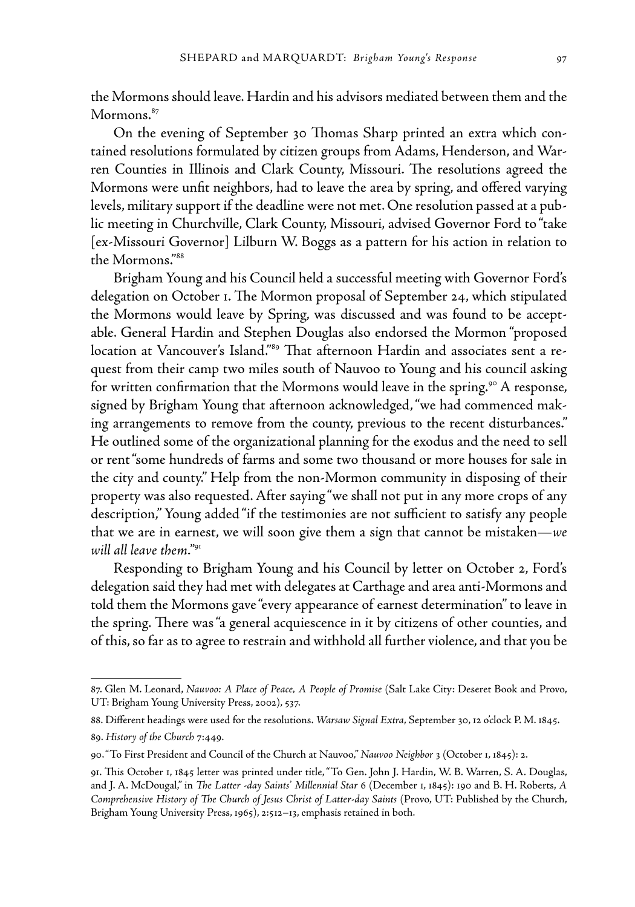the Mormons should leave. Hardin and his advisors mediated between them and the Mormons.[87]

On the evening of September 30 Thomas Sharp printed an extra which contained resolutions formulated by citizen groups from Adams, Henderson, and Warren Counties in Illinois and Clark County, Missouri. The resolutions agreed the Mormons were unfit neighbors, had to leave the area by spring, and offered varying levels, military support if the deadline were not met. One resolution passed at a public meeting in Churchville, Clark County, Missouri, advised Governor Ford to "take [ex-Missouri Governor] Lilburn W. Boggs as a pattern for his action in relation to the Mormons."[88]

Brigham Young and his Council held a successful meeting with Governor Ford's delegation on October 1. The Mormon proposal of September 24, which stipulated the Mormons would leave by Spring, was discussed and was found to be acceptable. General Hardin and Stephen Douglas also endorsed the Mormon "proposed location at Vancouver's Island."[89] That afternoon Hardin and associates sent a request from their camp two miles south of Nauvoo to Young and his council asking for written confirmation that the Mormons would leave in the spring.[90] A response, signed by Brigham Young that afternoon acknowledged, "we had commenced making arrangements to remove from the county, previous to the recent disturbances." He outlined some of the organizational planning for the exodus and the need to sell or rent "some hundreds of farms and some two thousand or more houses for sale in the city and county." Help from the non-Mormon community in disposing of their property was also requested. After saying "we shall not put in any more crops of any description," Young added "if the testimonies are not sufficient to satisfy any people that we are in earnest, we will soon give them a sign that cannot be mistaken—*we will all leave them*."[91]

Responding to Brigham Young and his Council by letter on October 2, Ford's delegation said they had met with delegates at Carthage and area anti-Mormons and told them the Mormons gave "every appearance of earnest determination" to leave in the spring. There was "a general acquiescence in it by citizens of other counties, and of this, so far as to agree to restrain and withhold all further violence, and that you be

---

87. Glen M. Leonard, *Nauvoo: A Place of Peace, A People of Promise* (Salt Lake City: Deseret Book and Provo, UT: Brigham Young University Press, 2002), 537.

88. Different headings were used for the resolutions. *Warsaw Signal Extra*, September 30, 12 o'clock P. M. 1845.

89. *History of the Church* 7:449.

90. "To First President and Council of the Church at Nauvoo," *Nauvoo Neighbor* 3 (October 1, 1845): 2.

91. This October 1, 1845 letter was printed under title, "To Gen. John J. Hardin, W. B. Warren, S. A. Douglas, and J. A. McDougal," in *The Latter -day Saints' Millennial Star* 6 (December 1, 1845): 190 and B. H. Roberts, *A Comprehensive History of The Church of Jesus Christ of Latter-day Saints* (Provo, UT: Published by the Church, Brigham Young University Press, 1965), 2:512–13, emphasis retained in both.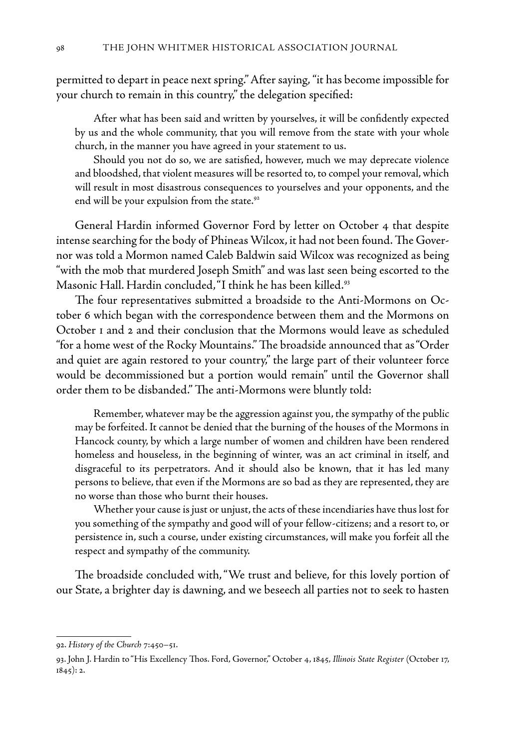permitted to depart in peace next spring." After saying, "it has become impossible for your church to remain in this country," the delegation specified:

> After what has been said and written by yourselves, it will be confidently expected by us and the whole community, that you will remove from the state with your whole church, in the manner you have agreed in your statement to us.
>
> Should you not do so, we are satisfied, however, much we may deprecate violence and bloodshed, that violent measures will be resorted to, to compel your removal, which will result in most disastrous consequences to yourselves and your opponents, and the end will be your expulsion from the state.[92]

General Hardin informed Governor Ford by letter on October 4 that despite intense searching for the body of Phineas Wilcox, it had not been found. The Governor was told a Mormon named Caleb Baldwin said Wilcox was recognized as being "with the mob that murdered Joseph Smith" and was last seen being escorted to the Masonic Hall. Hardin concluded, "I think he has been killed.[93]

The four representatives submitted a broadside to the Anti-Mormons on October 6 which began with the correspondence between them and the Mormons on October 1 and 2 and their conclusion that the Mormons would leave as scheduled "for a home west of the Rocky Mountains." The broadside announced that as "Order and quiet are again restored to your country," the large part of their volunteer force would be decommissioned but a portion would remain" until the Governor shall order them to be disbanded." The anti-Mormons were bluntly told:

> Remember, whatever may be the aggression against you, the sympathy of the public may be forfeited. It cannot be denied that the burning of the houses of the Mormons in Hancock county, by which a large number of women and children have been rendered homeless and houseless, in the beginning of winter, was an act criminal in itself, and disgraceful to its perpetrators. And it should also be known, that it has led many persons to believe, that even if the Mormons are so bad as they are represented, they are no worse than those who burnt their houses.
>
> Whether your cause is just or unjust, the acts of these incendiaries have thus lost for you something of the sympathy and good will of your fellow-citizens; and a resort to, or persistence in, such a course, under existing circumstances, will make you forfeit all the respect and sympathy of the community.

The broadside concluded with, "We trust and believe, for this lovely portion of our State, a brighter day is dawning, and we beseech all parties not to seek to hasten

---

92. *History of the Church* 7:450–51.

93. John J. Hardin to "His Excellency Thos. Ford, Governor," October 4, 1845, *Illinois State Register* (October 17, 1845): 2.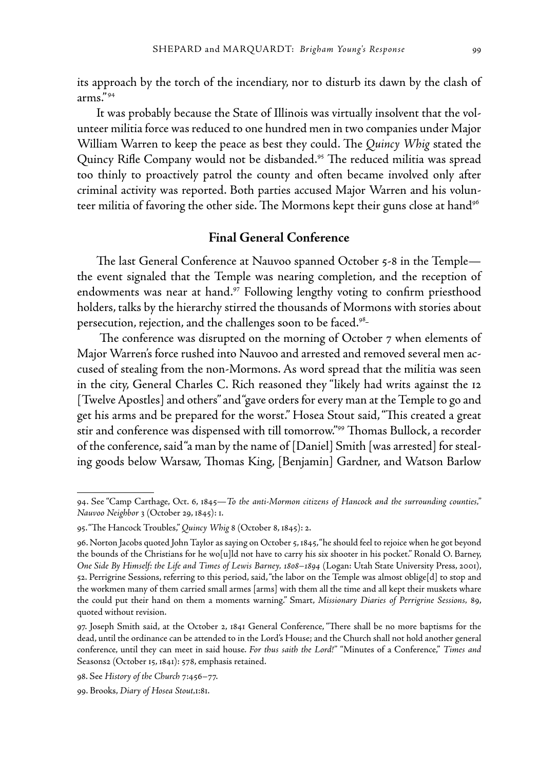its approach by the torch of the incendiary, nor to disturb its dawn by the clash of arms."[94]

It was probably because the State of Illinois was virtually insolvent that the volunteer militia force was reduced to one hundred men in two companies under Major William Warren to keep the peace as best they could. The *Quincy Whig* stated the Quincy Rifle Company would not be disbanded.[95] The reduced militia was spread too thinly to proactively patrol the county and often became involved only after criminal activity was reported. Both parties accused Major Warren and his volunteer militia of favoring the other side. The Mormons kept their guns close at hand[96]

## Final General Conference

The last General Conference at Nauvoo spanned October 5-8 in the Temple—the event signaled that the Temple was nearing completion, and the reception of endowments was near at hand.[97] Following lengthy voting to confirm priesthood holders, talks by the hierarchy stirred the thousands of Mormons with stories about persecution, rejection, and the challenges soon to be faced.[98]-

The conference was disrupted on the morning of October 7 when elements of Major Warren's force rushed into Nauvoo and arrested and removed several men accused of stealing from the non-Mormons. As word spread that the militia was seen in the city, General Charles C. Rich reasoned they "likely had writs against the 12 [Twelve Apostles] and others" and "gave orders for every man at the Temple to go and get his arms and be prepared for the worst." Hosea Stout said, "This created a great stir and conference was dispensed with till tomorrow."[99] Thomas Bullock, a recorder of the conference, said "a man by the name of [Daniel] Smith [was arrested] for stealing goods below Warsaw, Thomas King, [Benjamin] Gardner, and Watson Barlow

---

94. See "Camp Carthage, Oct. 6, 1845—*To the anti-Mormon citizens of Hancock and the surrounding counties,*" *Nauvoo Neighbor* 3 (October 29, 1845): 1.

95. "The Hancock Troubles," *Quincy Whig* 8 (October 8, 1845): 2.

96. Norton Jacobs quoted John Taylor as saying on October 5, 1845, "he should feel to rejoice when he got beyond the bounds of the Christians for he wo[u]ld not have to carry his six shooter in his pocket." Ronald O. Barney, *One Side By Himself: the Life and Times of Lewis Barney, 1808–1894* (Logan: Utah State University Press, 2001), 52. Perrigrine Sessions, referring to this period, said, "the labor on the Temple was almost oblige[d] to stop and the workmen many of them carried small armes [arms] with them all the time and all kept their muskets whare the could put their hand on them a moments warning." Smart, *Missionary Diaries of Perrigrine Sessions,* 89, quoted without revision.

97. Joseph Smith said, at the October 2, 1841 General Conference, "There shall be no more baptisms for the dead, until the ordinance can be attended to in the Lord's House; and the Church shall not hold another general conference, until they can meet in said house. *For thus saith the Lord!*" "Minutes of a Conference," *Times and* Seasons2 (October 15, 1841): 578, emphasis retained.

98. See *History of the Church* 7:456–77.

99. Brooks, *Diary of Hosea Stout*,1:81.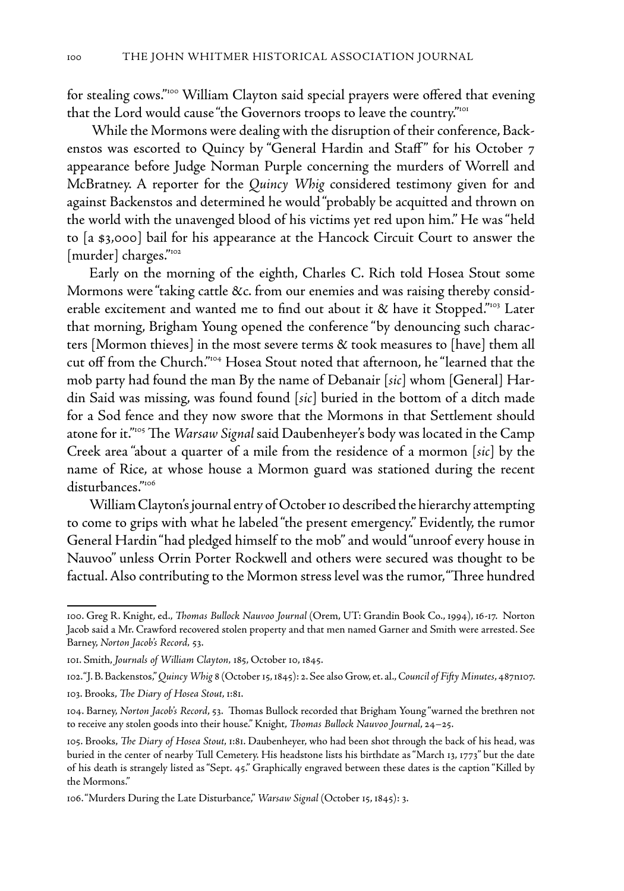for stealing cows."[100] William Clayton said special prayers were offered that evening that the Lord would cause "the Governors troops to leave the country."[101]

While the Mormons were dealing with the disruption of their conference, Backenstos was escorted to Quincy by "General Hardin and Staff" for his October 7 appearance before Judge Norman Purple concerning the murders of Worrell and McBratney. A reporter for the *Quincy Whig* considered testimony given for and against Backenstos and determined he would "probably be acquitted and thrown on the world with the unavenged blood of his victims yet red upon him." He was "held to [a $3,000] bail for his appearance at the Hancock Circuit Court to answer the [murder] charges."[102]

Early on the morning of the eighth, Charles C. Rich told Hosea Stout some Mormons were "taking cattle &c. from our enemies and was raising thereby considerable excitement and wanted me to find out about it & have it Stopped."[103] Later that morning, Brigham Young opened the conference "by denouncing such characters [Mormon thieves] in the most severe terms & took measures to [have] them all cut off from the Church."[104] Hosea Stout noted that afternoon, he "learned that the mob party had found the man By the name of Debanair [*sic*] whom [General] Hardin Said was missing, was found found [*sic*] buried in the bottom of a ditch made for a Sod fence and they now swore that the Mormons in that Settlement should atone for it."[105] The *Warsaw Signal* said Daubenheyer's body was located in the Camp Creek area "about a quarter of a mile from the residence of a mormon [*sic*] by the name of Rice, at whose house a Mormon guard was stationed during the recent disturbances."[106]

William Clayton's journal entry of October 10 described the hierarchy attempting to come to grips with what he labeled "the present emergency." Evidently, the rumor General Hardin "had pledged himself to the mob" and would "unroof every house in Nauvoo" unless Orrin Porter Rockwell and others were secured was thought to be factual. Also contributing to the Mormon stress level was the rumor, "Three hundred

---

100. Greg R. Knight, ed., *Thomas Bullock Nauvoo Journal* (Orem, UT: Grandin Book Co., 1994), 16-17. Norton Jacob said a Mr. Crawford recovered stolen property and that men named Garner and Smith were arrested. See Barney, *Norton Jacob's Record*, 53.

101. Smith, *Journals of William Clayton*, 185, October 10, 1845.

102. "J. B. Backenstos," *Quincy Whig* 8 (October 15, 1845): 2. See also Grow, et. al., *Council of Fifty Minutes*, 487n107.

103. Brooks, *The Diary of Hosea Stout*, 1:81.

104. Barney, *Norton Jacob's Record*, 53. Thomas Bullock recorded that Brigham Young "warned the brethren not to receive any stolen goods into their house." Knight, *Thomas Bullock Nauvoo Journal*, 24–25.

105. Brooks, *The Diary of Hosea Stout*, 1:81. Daubenheyer, who had been shot through the back of his head, was buried in the center of nearby Tull Cemetery. His headstone lists his birthdate as "March 13, 1773" but the date of his death is strangely listed as "Sept. 45." Graphically engraved between these dates is the caption "Killed by the Mormons."

106. "Murders During the Late Disturbance," *Warsaw Signal* (October 15, 1845): 3.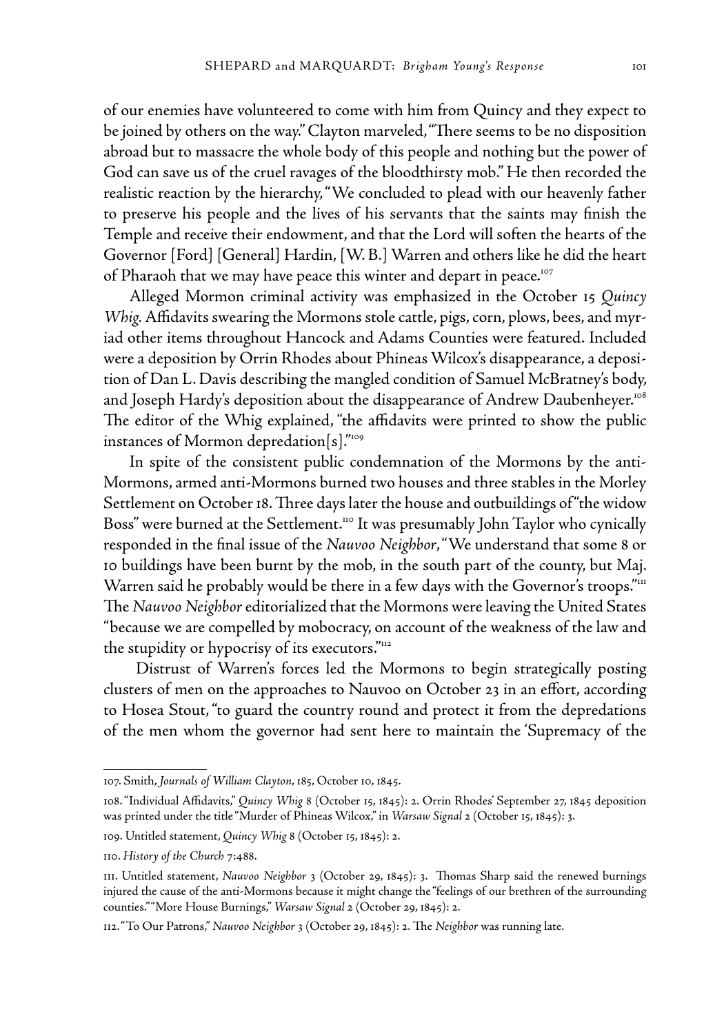of our enemies have volunteered to come with him from Quincy and they expect to be joined by others on the way." Clayton marveled, "There seems to be no disposition abroad but to massacre the whole body of this people and nothing but the power of God can save us of the cruel ravages of the bloodthirsty mob." He then recorded the realistic reaction by the hierarchy, "We concluded to plead with our heavenly father to preserve his people and the lives of his servants that the saints may finish the Temple and receive their endowment, and that the Lord will soften the hearts of the Governor [Ford] [General] Hardin, [W. B.] Warren and others like he did the heart of Pharaoh that we may have peace this winter and depart in peace.[107]

Alleged Mormon criminal activity was emphasized in the October 15 *Quincy Whig*. Affidavits swearing the Mormons stole cattle, pigs, corn, plows, bees, and myriad other items throughout Hancock and Adams Counties were featured. Included were a deposition by Orrin Rhodes about Phineas Wilcox's disappearance, a deposition of Dan L. Davis describing the mangled condition of Samuel McBratney's body, and Joseph Hardy's deposition about the disappearance of Andrew Daubenheyer.[108] The editor of the Whig explained, "the affidavits were printed to show the public instances of Mormon depredation[s]."[109]

In spite of the consistent public condemnation of the Mormons by the anti-Mormons, armed anti-Mormons burned two houses and three stables in the Morley Settlement on October 18. Three days later the house and outbuildings of "the widow Boss" were burned at the Settlement.[110] It was presumably John Taylor who cynically responded in the final issue of the *Nauvoo Neighbor*, "We understand that some 8 or 10 buildings have been burnt by the mob, in the south part of the county, but Maj. Warren said he probably would be there in a few days with the Governor's troops."[111] The *Nauvoo Neighbor* editorialized that the Mormons were leaving the United States "because we are compelled by mobocracy, on account of the weakness of the law and the stupidity or hypocrisy of its executors."[112]

Distrust of Warren's forces led the Mormons to begin strategically posting clusters of men on the approaches to Nauvoo on October 23 in an effort, according to Hosea Stout, "to guard the country round and protect it from the depredations of the men whom the governor had sent here to maintain the 'Supremacy of the

---

107. Smith, *Journals of William Clayton*, 185, October 10, 1845.

108. "Individual Affidavits," *Quincy Whig* 8 (October 15, 1845): 2. Orrin Rhodes' September 27, 1845 deposition was printed under the title "Murder of Phineas Wilcox," in *Warsaw Signal* 2 (October 15, 1845): 3.

109. Untitled statement, *Quincy Whig* 8 (October 15, 1845): 2.

110. *History of the Church* 7:488.

111. Untitled statement, *Nauvoo Neighbor* 3 (October 29, 1845): 3. Thomas Sharp said the renewed burnings injured the cause of the anti-Mormons because it might change the "feelings of our brethren of the surrounding counties." "More House Burnings," *Warsaw Signal* 2 (October 29, 1845): 2.

112. "To Our Patrons," *Nauvoo Neighbor* 3 (October 29, 1845): 2. The *Neighbor* was running late.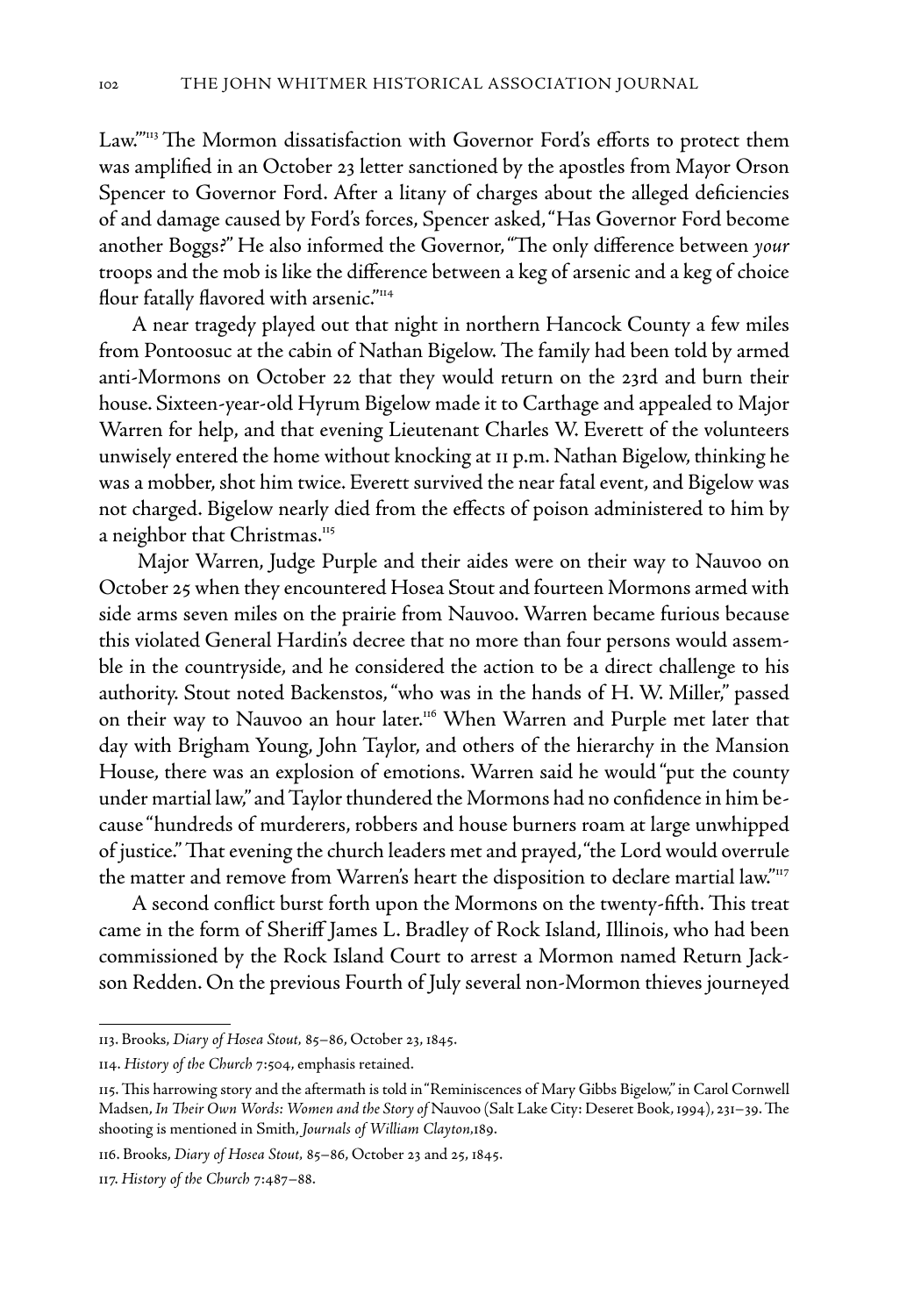Law.'"[113] The Mormon dissatisfaction with Governor Ford's efforts to protect them was amplified in an October 23 letter sanctioned by the apostles from Mayor Orson Spencer to Governor Ford. After a litany of charges about the alleged deficiencies of and damage caused by Ford's forces, Spencer asked, "Has Governor Ford become another Boggs?" He also informed the Governor, "The only difference between *your* troops and the mob is like the difference between a keg of arsenic and a keg of choice flour fatally flavored with arsenic."[114]

A near tragedy played out that night in northern Hancock County a few miles from Pontoosuc at the cabin of Nathan Bigelow. The family had been told by armed anti-Mormons on October 22 that they would return on the 23rd and burn their house. Sixteen-year-old Hyrum Bigelow made it to Carthage and appealed to Major Warren for help, and that evening Lieutenant Charles W. Everett of the volunteers unwisely entered the home without knocking at 11 p.m. Nathan Bigelow, thinking he was a mobber, shot him twice. Everett survived the near fatal event, and Bigelow was not charged. Bigelow nearly died from the effects of poison administered to him by a neighbor that Christmas.[115]

Major Warren, Judge Purple and their aides were on their way to Nauvoo on October 25 when they encountered Hosea Stout and fourteen Mormons armed with side arms seven miles on the prairie from Nauvoo. Warren became furious because this violated General Hardin's decree that no more than four persons would assemble in the countryside, and he considered the action to be a direct challenge to his authority. Stout noted Backenstos, "who was in the hands of H. W. Miller," passed on their way to Nauvoo an hour later.[116] When Warren and Purple met later that day with Brigham Young, John Taylor, and others of the hierarchy in the Mansion House, there was an explosion of emotions. Warren said he would "put the county under martial law," and Taylor thundered the Mormons had no confidence in him because "hundreds of murderers, robbers and house burners roam at large unwhipped of justice." That evening the church leaders met and prayed, "the Lord would overrule the matter and remove from Warren's heart the disposition to declare martial law."[117]

A second conflict burst forth upon the Mormons on the twenty-fifth. This treat came in the form of Sheriff James L. Bradley of Rock Island, Illinois, who had been commissioned by the Rock Island Court to arrest a Mormon named Return Jackson Redden. On the previous Fourth of July several non-Mormon thieves journeyed

---

113. Brooks, *Diary of Hosea Stout,* 85–86, October 23, 1845.

114. *History of the Church* 7:504, emphasis retained.

115. This harrowing story and the aftermath is told in "Reminiscences of Mary Gibbs Bigelow," in Carol Cornwell Madsen, *In Their Own Words: Women and the Story of* Nauvoo (Salt Lake City: Deseret Book, 1994), 231–39. The shooting is mentioned in Smith, *Journals of William Clayton*,189.

116. Brooks, *Diary of Hosea Stout,* 85–86, October 23 and 25, 1845.

117. *History of the Church* 7:487–88.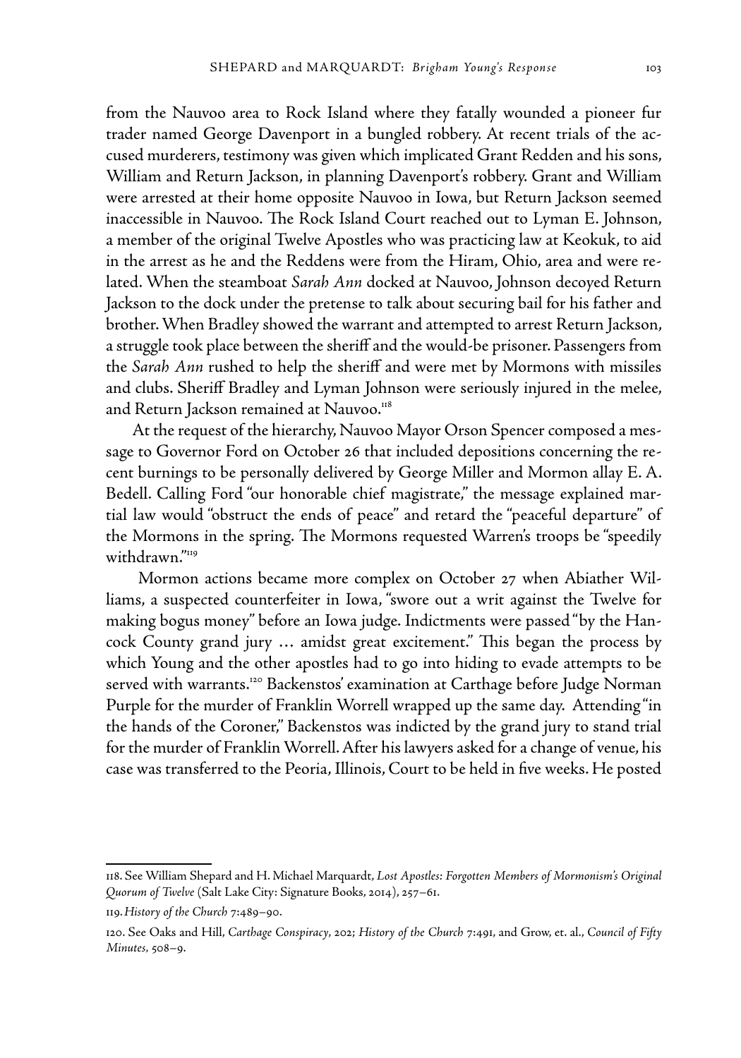from the Nauvoo area to Rock Island where they fatally wounded a pioneer fur trader named George Davenport in a bungled robbery. At recent trials of the accused murderers, testimony was given which implicated Grant Redden and his sons, William and Return Jackson, in planning Davenport's robbery. Grant and William were arrested at their home opposite Nauvoo in Iowa, but Return Jackson seemed inaccessible in Nauvoo. The Rock Island Court reached out to Lyman E. Johnson, a member of the original Twelve Apostles who was practicing law at Keokuk, to aid in the arrest as he and the Reddens were from the Hiram, Ohio, area and were related. When the steamboat *Sarah Ann* docked at Nauvoo, Johnson decoyed Return Jackson to the dock under the pretense to talk about securing bail for his father and brother. When Bradley showed the warrant and attempted to arrest Return Jackson, a struggle took place between the sheriff and the would-be prisoner. Passengers from the *Sarah Ann* rushed to help the sheriff and were met by Mormons with missiles and clubs. Sheriff Bradley and Lyman Johnson were seriously injured in the melee, and Return Jackson remained at Nauvoo.[118]

At the request of the hierarchy, Nauvoo Mayor Orson Spencer composed a message to Governor Ford on October 26 that included depositions concerning the recent burnings to be personally delivered by George Miller and Mormon allay E. A. Bedell. Calling Ford "our honorable chief magistrate," the message explained martial law would "obstruct the ends of peace" and retard the "peaceful departure" of the Mormons in the spring. The Mormons requested Warren's troops be "speedily withdrawn."[119]

Mormon actions became more complex on October 27 when Abiather Williams, a suspected counterfeiter in Iowa, "swore out a writ against the Twelve for making bogus money" before an Iowa judge. Indictments were passed "by the Hancock County grand jury … amidst great excitement." This began the process by which Young and the other apostles had to go into hiding to evade attempts to be served with warrants.[120] Backenstos' examination at Carthage before Judge Norman Purple for the murder of Franklin Worrell wrapped up the same day. Attending "in the hands of the Coroner," Backenstos was indicted by the grand jury to stand trial for the murder of Franklin Worrell. After his lawyers asked for a change of venue, his case was transferred to the Peoria, Illinois, Court to be held in five weeks. He posted

---

118. See William Shepard and H. Michael Marquardt, *Lost Apostles: Forgotten Members of Mormonism's Original Quorum of Twelve* (Salt Lake City: Signature Books, 2014), 257–61.

119. *History of the Church* 7:489–90.

120. See Oaks and Hill, *Carthage Conspiracy*, 202; *History of the Church* 7:491, and Grow, et. al., *Council of Fifty Minutes*, 508–9.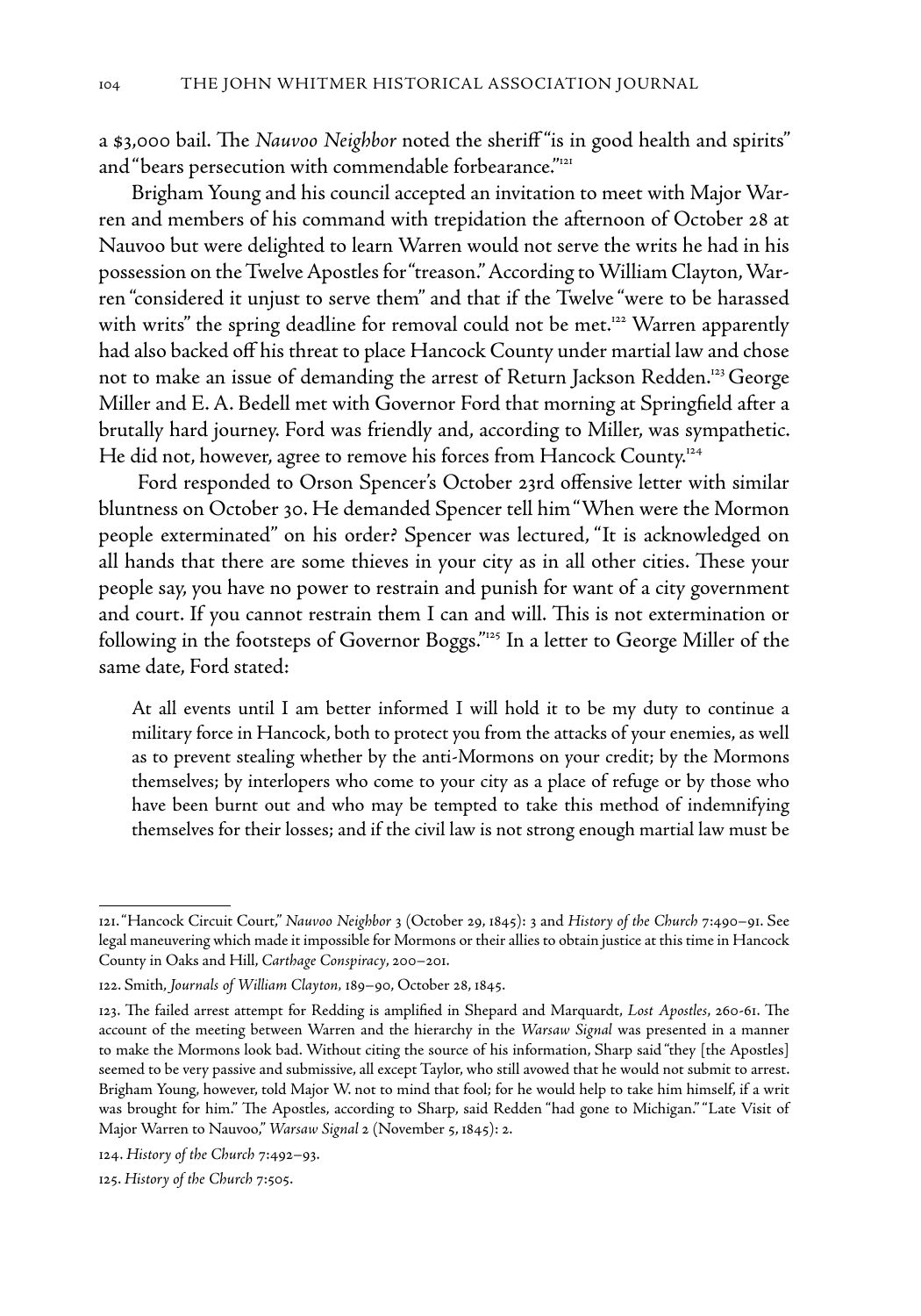a $3,000 bail. The *Nauvoo Neighbor* noted the sheriff "is in good health and spirits" and "bears persecution with commendable forbearance."[121]

Brigham Young and his council accepted an invitation to meet with Major Warren and members of his command with trepidation the afternoon of October 28 at Nauvoo but were delighted to learn Warren would not serve the writs he had in his possession on the Twelve Apostles for "treason." According to William Clayton, Warren "considered it unjust to serve them" and that if the Twelve "were to be harassed with writs" the spring deadline for removal could not be met.[122] Warren apparently had also backed off his threat to place Hancock County under martial law and chose not to make an issue of demanding the arrest of Return Jackson Redden.[123] George Miller and E. A. Bedell met with Governor Ford that morning at Springfield after a brutally hard journey. Ford was friendly and, according to Miller, was sympathetic. He did not, however, agree to remove his forces from Hancock County.[124]

Ford responded to Orson Spencer's October 23rd offensive letter with similar bluntness on October 30. He demanded Spencer tell him "When were the Mormon people exterminated" on his order? Spencer was lectured, "It is acknowledged on all hands that there are some thieves in your city as in all other cities. These your people say, you have no power to restrain and punish for want of a city government and court. If you cannot restrain them I can and will. This is not extermination or following in the footsteps of Governor Boggs."[125] In a letter to George Miller of the same date, Ford stated:

> At all events until I am better informed I will hold it to be my duty to continue a military force in Hancock, both to protect you from the attacks of your enemies, as well as to prevent stealing whether by the anti-Mormons on your credit; by the Mormons themselves; by interlopers who come to your city as a place of refuge or by those who have been burnt out and who may be tempted to take this method of indemnifying themselves for their losses; and if the civil law is not strong enough martial law must be

---

121. "Hancock Circuit Court," *Nauvoo Neighbor* 3 (October 29, 1845): 3 and *History of the Church* 7:490–91. See legal maneuvering which made it impossible for Mormons or their allies to obtain justice at this time in Hancock County in Oaks and Hill, *Carthage Conspiracy*, 200–201.

122. Smith, *Journals of William Clayton*, 189–90, October 28, 1845.

123. The failed arrest attempt for Redding is amplified in Shepard and Marquardt, *Lost Apostles*, 260-61. The account of the meeting between Warren and the hierarchy in the *Warsaw Signal* was presented in a manner to make the Mormons look bad. Without citing the source of his information, Sharp said "they [the Apostles] seemed to be very passive and submissive, all except Taylor, who still avowed that he would not submit to arrest. Brigham Young, however, told Major W. not to mind that fool; for he would help to take him himself, if a writ was brought for him." The Apostles, according to Sharp, said Redden "had gone to Michigan." "Late Visit of Major Warren to Nauvoo," *Warsaw Signal* 2 (November 5, 1845): 2.

124. *History of the Church* 7:492–93.

125. *History of the Church* 7:505.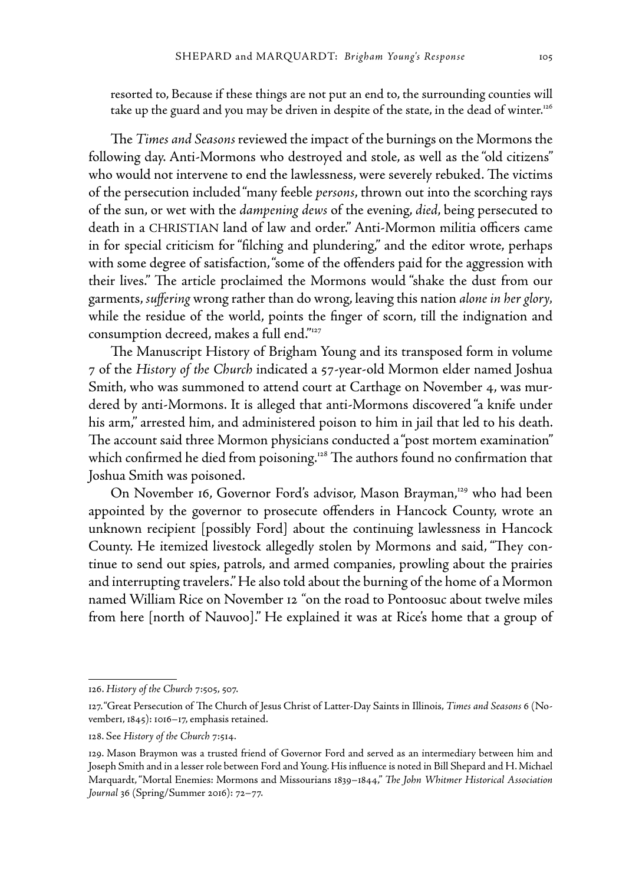resorted to, Because if these things are not put an end to, the surrounding counties will take up the guard and you may be driven in despite of the state, in the dead of winter.[126]

The *Times and Seasons* reviewed the impact of the burnings on the Mormons the following day. Anti-Mormons who destroyed and stole, as well as the "old citizens" who would not intervene to end the lawlessness, were severely rebuked. The victims of the persecution included "many feeble *persons*, thrown out into the scorching rays of the sun, or wet with the *dampening dews* of the evening, *died*, being persecuted to death in a CHRISTIAN land of law and order." Anti-Mormon militia officers came in for special criticism for "filching and plundering," and the editor wrote, perhaps with some degree of satisfaction, "some of the offenders paid for the aggression with their lives." The article proclaimed the Mormons would "shake the dust from our garments, *suffering* wrong rather than do wrong, leaving this nation *alone in her glory*, while the residue of the world, points the finger of scorn, till the indignation and consumption decreed, makes a full end."[127]

The Manuscript History of Brigham Young and its transposed form in volume 7 of the *History of the Church* indicated a 57-year-old Mormon elder named Joshua Smith, who was summoned to attend court at Carthage on November 4, was murdered by anti-Mormons. It is alleged that anti-Mormons discovered "a knife under his arm," arrested him, and administered poison to him in jail that led to his death. The account said three Mormon physicians conducted a "post mortem examination" which confirmed he died from poisoning.[128] The authors found no confirmation that Joshua Smith was poisoned.

On November 16, Governor Ford's advisor, Mason Brayman,[129] who had been appointed by the governor to prosecute offenders in Hancock County, wrote an unknown recipient [possibly Ford] about the continuing lawlessness in Hancock County. He itemized livestock allegedly stolen by Mormons and said, "They continue to send out spies, patrols, and armed companies, prowling about the prairies and interrupting travelers." He also told about the burning of the home of a Mormon named William Rice on November 12 "on the road to Pontoosuc about twelve miles from here [north of Nauvoo]." He explained it was at Rice's home that a group of

---

126. *History of the Church* 7:505, 507.

127. "Great Persecution of The Church of Jesus Christ of Latter-Day Saints in Illinois, *Times and Seasons* 6 (November1, 1845): 1016–17, emphasis retained.

128. See *History of the Church* 7:514.

129. Mason Braymon was a trusted friend of Governor Ford and served as an intermediary between him and Joseph Smith and in a lesser role between Ford and Young. His influence is noted in Bill Shepard and H. Michael Marquardt, "Mortal Enemies: Mormons and Missourians 1839–1844," *The John Whitmer Historical Association Journal* 36 (Spring/Summer 2016): 72–77.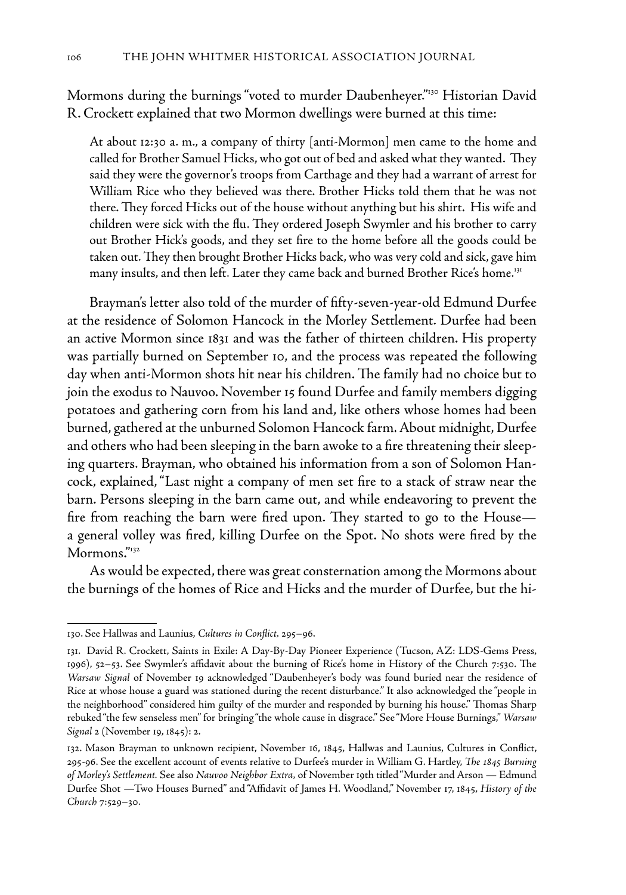Mormons during the burnings "voted to murder Daubenheyer."[130] Historian David R. Crockett explained that two Mormon dwellings were burned at this time:

> At about 12:30 a. m., a company of thirty [anti-Mormon] men came to the home and called for Brother Samuel Hicks, who got out of bed and asked what they wanted. They said they were the governor's troops from Carthage and they had a warrant of arrest for William Rice who they believed was there. Brother Hicks told them that he was not there. They forced Hicks out of the house without anything but his shirt. His wife and children were sick with the flu. They ordered Joseph Swymler and his brother to carry out Brother Hick's goods, and they set fire to the home before all the goods could be taken out. They then brought Brother Hicks back, who was very cold and sick, gave him many insults, and then left. Later they came back and burned Brother Rice's home.[131]

Brayman's letter also told of the murder of fifty-seven-year-old Edmund Durfee at the residence of Solomon Hancock in the Morley Settlement. Durfee had been an active Mormon since 1831 and was the father of thirteen children. His property was partially burned on September 10, and the process was repeated the following day when anti-Mormon shots hit near his children. The family had no choice but to join the exodus to Nauvoo. November 15 found Durfee and family members digging potatoes and gathering corn from his land and, like others whose homes had been burned, gathered at the unburned Solomon Hancock farm. About midnight, Durfee and others who had been sleeping in the barn awoke to a fire threatening their sleeping quarters. Brayman, who obtained his information from a son of Solomon Hancock, explained, "Last night a company of men set fire to a stack of straw near the barn. Persons sleeping in the barn came out, and while endeavoring to prevent the fire from reaching the barn were fired upon. They started to go to the House—a general volley was fired, killing Durfee on the Spot. No shots were fired by the Mormons."[132]

As would be expected, there was great consternation among the Mormons about the burnings of the homes of Rice and Hicks and the murder of Durfee, but the hi-

---

130. See Hallwas and Launius, *Cultures in Conflict*, 295–96.

131. David R. Crockett, Saints in Exile: A Day-By-Day Pioneer Experience (Tucson, AZ: LDS-Gems Press, 1996), 52–53. See Swymler's affidavit about the burning of Rice's home in History of the Church 7:530. The *Warsaw Signal* of November 19 acknowledged "Daubenheyer's body was found buried near the residence of Rice at whose house a guard was stationed during the recent disturbance." It also acknowledged the "people in the neighborhood" considered him guilty of the murder and responded by burning his house." Thomas Sharp rebuked "the few senseless men" for bringing "the whole cause in disgrace." See "More House Burnings," *Warsaw Signal* 2 (November 19, 1845): 2.

132. Mason Brayman to unknown recipient, November 16, 1845, Hallwas and Launius, Cultures in Conflict, 295-96. See the excellent account of events relative to Durfee's murder in William G. Hartley, *The 1845 Burning of Morley's Settlement.* See also *Nauvoo Neighbor Extra*, of November 19th titled "Murder and Arson — Edmund Durfee Shot —Two Houses Burned" and "Affidavit of James H. Woodland," November 17, 1845, *History of the Church* 7:529–30.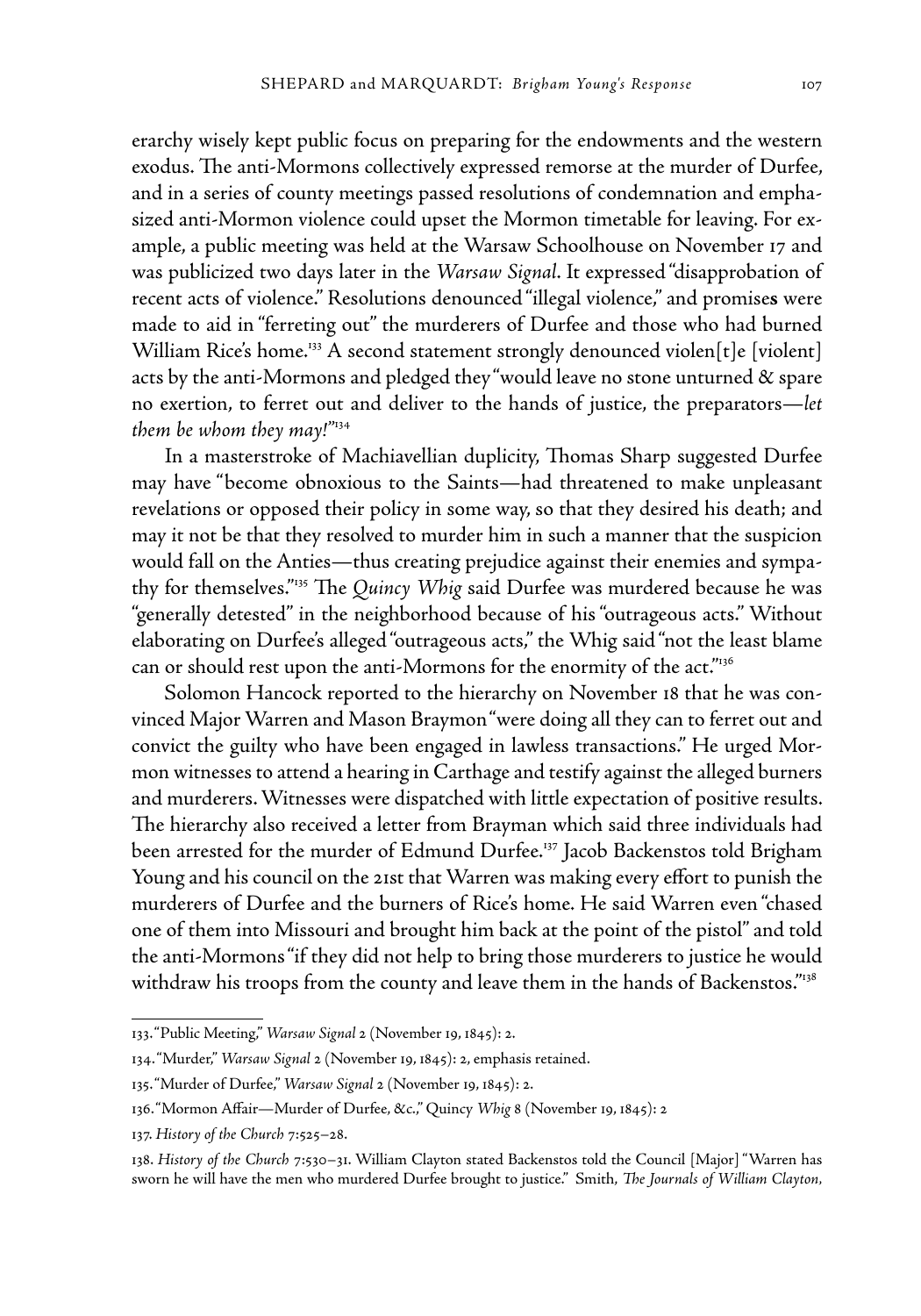erarchy wisely kept public focus on preparing for the endowments and the western exodus. The anti-Mormons collectively expressed remorse at the murder of Durfee, and in a series of county meetings passed resolutions of condemnation and emphasized anti-Mormon violence could upset the Mormon timetable for leaving. For example, a public meeting was held at the Warsaw Schoolhouse on November 17 and was publicized two days later in the *Warsaw Signal*. It expressed "disapprobation of recent acts of violence." Resolutions denounced "illegal violence," and promises were made to aid in "ferreting out" the murderers of Durfee and those who had burned William Rice's home.[133] A second statement strongly denounced violen[t]e [violent] acts by the anti-Mormons and pledged they "would leave no stone unturned & spare no exertion, to ferret out and deliver to the hands of justice, the preparators—*let them be whom they may!*"[134]

In a masterstroke of Machiavellian duplicity, Thomas Sharp suggested Durfee may have "become obnoxious to the Saints—had threatened to make unpleasant revelations or opposed their policy in some way, so that they desired his death; and may it not be that they resolved to murder him in such a manner that the suspicion would fall on the Anties—thus creating prejudice against their enemies and sympathy for themselves."[135] The *Quincy Whig* said Durfee was murdered because he was "generally detested" in the neighborhood because of his "outrageous acts." Without elaborating on Durfee's alleged "outrageous acts," the Whig said "not the least blame can or should rest upon the anti-Mormons for the enormity of the act."[136]

Solomon Hancock reported to the hierarchy on November 18 that he was convinced Major Warren and Mason Braymon "were doing all they can to ferret out and convict the guilty who have been engaged in lawless transactions." He urged Mormon witnesses to attend a hearing in Carthage and testify against the alleged burners and murderers. Witnesses were dispatched with little expectation of positive results. The hierarchy also received a letter from Brayman which said three individuals had been arrested for the murder of Edmund Durfee.[137] Jacob Backenstos told Brigham Young and his council on the 21st that Warren was making every effort to punish the murderers of Durfee and the burners of Rice's home. He said Warren even "chased one of them into Missouri and brought him back at the point of the pistol" and told the anti-Mormons "if they did not help to bring those murderers to justice he would withdraw his troops from the county and leave them in the hands of Backenstos."[138]

---

133. "Public Meeting," *Warsaw Signal* 2 (November 19, 1845): 2.

134. "Murder," *Warsaw Signal* 2 (November 19, 1845): 2, emphasis retained.

135. "Murder of Durfee," *Warsaw Signal* 2 (November 19, 1845): 2.

136. "Mormon Affair—Murder of Durfee, &c.," Quincy *Whig* 8 (November 19, 1845): 2

137. *History of the Church* 7:525–28.

138. *History of the Church* 7:530–31. William Clayton stated Backenstos told the Council [Major] "Warren has sworn he will have the men who murdered Durfee brought to justice." Smith, *The Journals of William Clayton*,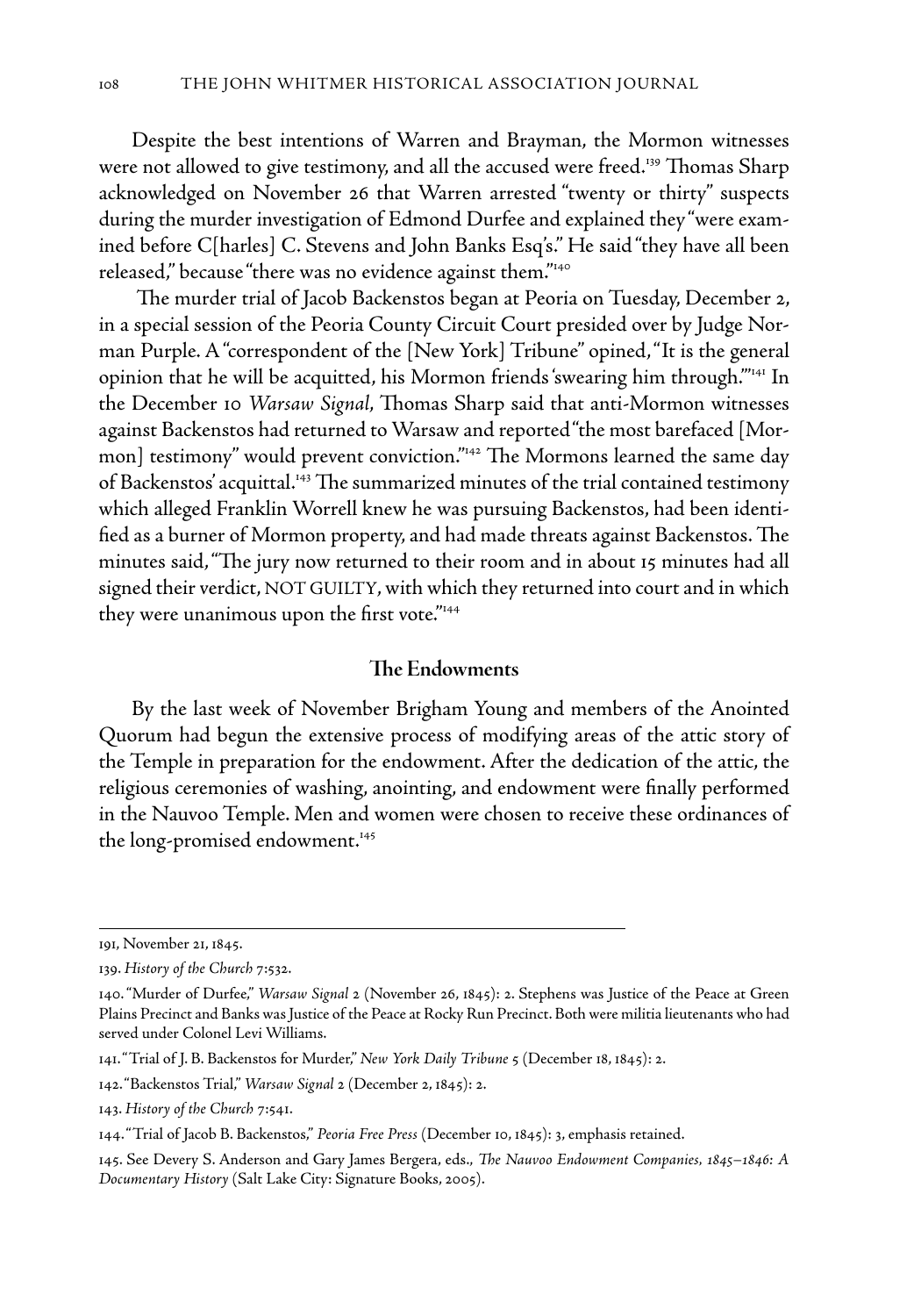Despite the best intentions of Warren and Brayman, the Mormon witnesses were not allowed to give testimony, and all the accused were freed.[139] Thomas Sharp acknowledged on November 26 that Warren arrested "twenty or thirty" suspects during the murder investigation of Edmond Durfee and explained they "were examined before C[harles] C. Stevens and John Banks Esq's." He said "they have all been released," because "there was no evidence against them."[140]

The murder trial of Jacob Backenstos began at Peoria on Tuesday, December 2, in a special session of the Peoria County Circuit Court presided over by Judge Norman Purple. A "correspondent of the [New York] Tribune" opined, "It is the general opinion that he will be acquitted, his Mormon friends 'swearing him through.'"[141] In the December 10 *Warsaw Signal*, Thomas Sharp said that anti-Mormon witnesses against Backenstos had returned to Warsaw and reported "the most barefaced [Mormon] testimony" would prevent conviction."[142] The Mormons learned the same day of Backenstos' acquittal.[143] The summarized minutes of the trial contained testimony which alleged Franklin Worrell knew he was pursuing Backenstos, had been identified as a burner of Mormon property, and had made threats against Backenstos. The minutes said, "The jury now returned to their room and in about 15 minutes had all signed their verdict, NOT GUILTY, with which they returned into court and in which they were unanimous upon the first vote."[144]

## The Endowments

By the last week of November Brigham Young and members of the Anointed Quorum had begun the extensive process of modifying areas of the attic story of the Temple in preparation for the endowment. After the dedication of the attic, the religious ceremonies of washing, anointing, and endowment were finally performed in the Nauvoo Temple. Men and women were chosen to receive these ordinances of the long-promised endowment.[145]

---

191, November 21, 1845.

139. *History of the Church* 7:532.

140. "Murder of Durfee," *Warsaw Signal* 2 (November 26, 1845): 2. Stephens was Justice of the Peace at Green Plains Precinct and Banks was Justice of the Peace at Rocky Run Precinct. Both were militia lieutenants who had served under Colonel Levi Williams.

141. "Trial of J. B. Backenstos for Murder," *New York Daily Tribune* 5 (December 18, 1845): 2.

142. "Backenstos Trial," *Warsaw Signal* 2 (December 2, 1845): 2.

143. *History of the Church* 7:541.

144. "Trial of Jacob B. Backenstos," *Peoria Free Press* (December 10, 1845): 3, emphasis retained.

145. See Devery S. Anderson and Gary James Bergera, eds., *The Nauvoo Endowment Companies, 1845–1846: A Documentary History* (Salt Lake City: Signature Books, 2005).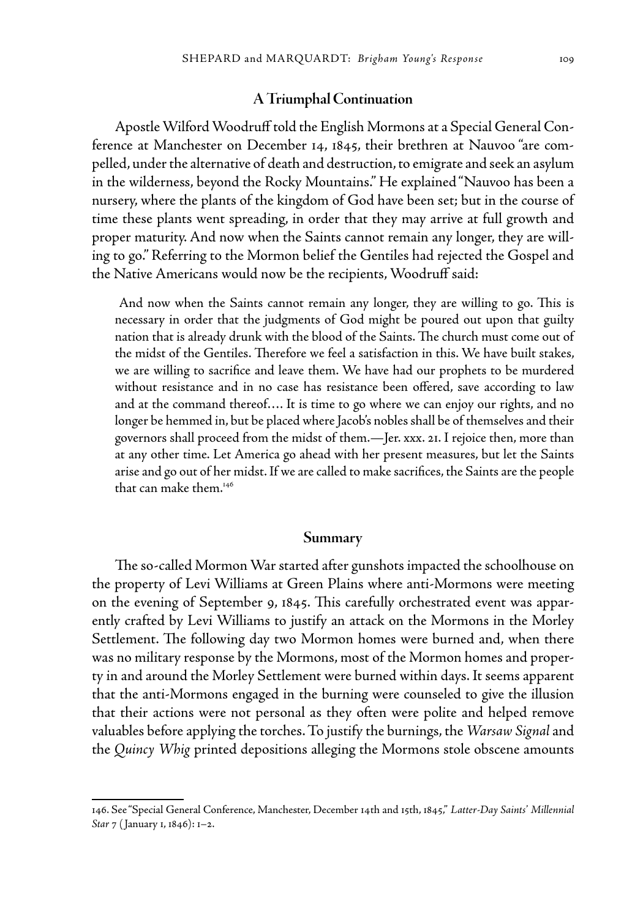## A Triumphal Continuation

Apostle Wilford Woodruff told the English Mormons at a Special General Conference at Manchester on December 14, 1845, their brethren at Nauvoo "are compelled, under the alternative of death and destruction, to emigrate and seek an asylum in the wilderness, beyond the Rocky Mountains." He explained "Nauvoo has been a nursery, where the plants of the kingdom of God have been set; but in the course of time these plants went spreading, in order that they may arrive at full growth and proper maturity. And now when the Saints cannot remain any longer, they are willing to go." Referring to the Mormon belief the Gentiles had rejected the Gospel and the Native Americans would now be the recipients, Woodruff said:

> And now when the Saints cannot remain any longer, they are willing to go. This is necessary in order that the judgments of God might be poured out upon that guilty nation that is already drunk with the blood of the Saints. The church must come out of the midst of the Gentiles. Therefore we feel a satisfaction in this. We have built stakes, we are willing to sacrifice and leave them. We have had our prophets to be murdered without resistance and in no case has resistance been offered, save according to law and at the command thereof.... It is time to go where we can enjoy our rights, and no longer be hemmed in, but be placed where Jacob's nobles shall be of themselves and their governors shall proceed from the midst of them.—Jer. xxx. 21. I rejoice then, more than at any other time. Let America go ahead with her present measures, but let the Saints arise and go out of her midst. If we are called to make sacrifices, the Saints are the people that can make them.[146]

## Summary

The so-called Mormon War started after gunshots impacted the schoolhouse on the property of Levi Williams at Green Plains where anti-Mormons were meeting on the evening of September 9, 1845. This carefully orchestrated event was apparently crafted by Levi Williams to justify an attack on the Mormons in the Morley Settlement. The following day two Mormon homes were burned and, when there was no military response by the Mormons, most of the Mormon homes and property in and around the Morley Settlement were burned within days. It seems apparent that the anti-Mormons engaged in the burning were counseled to give the illusion that their actions were not personal as they often were polite and helped remove valuables before applying the torches. To justify the burnings, the *Warsaw Signal* and the *Quincy Whig* printed depositions alleging the Mormons stole obscene amounts

146. See "Special General Conference, Manchester, December 14th and 15th, 1845," *Latter-Day Saints' Millennial Star* 7 (January 1, 1846): 1–2.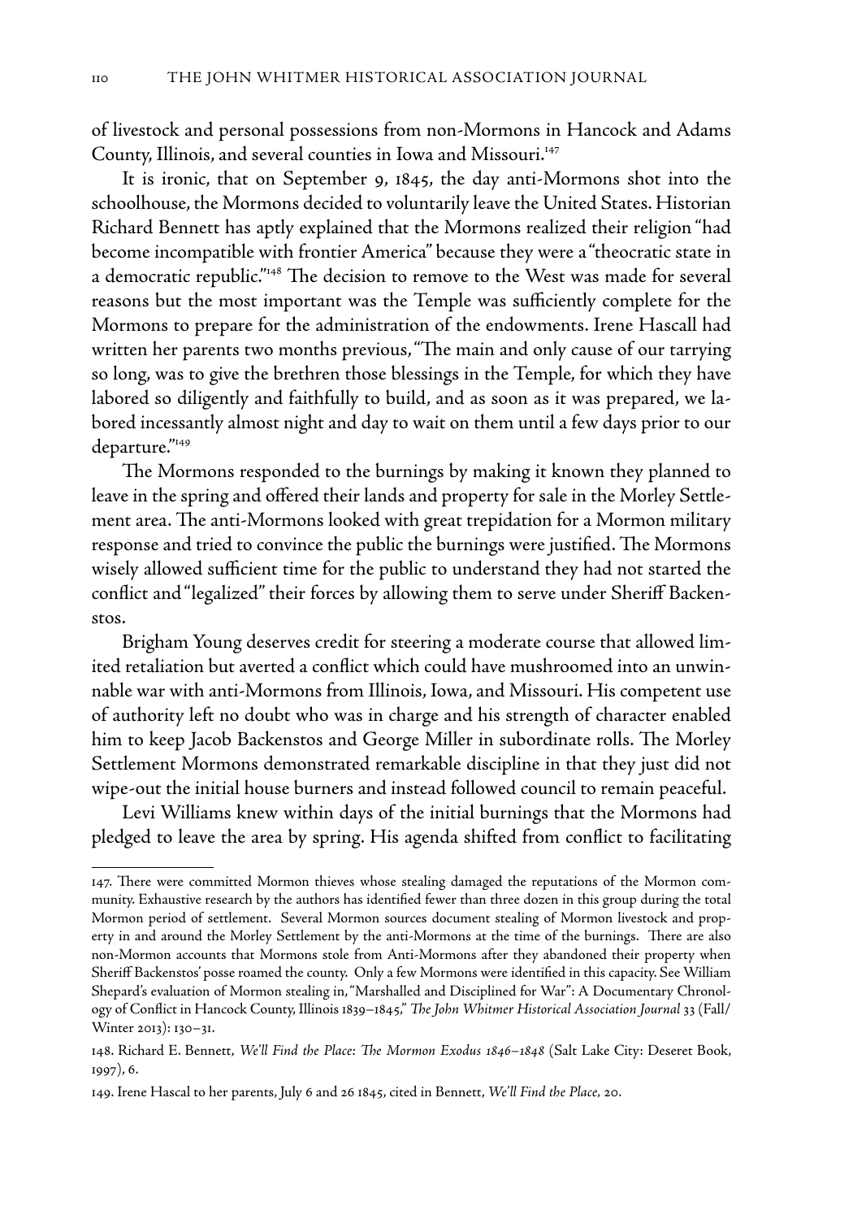of livestock and personal possessions from non-Mormons in Hancock and Adams County, Illinois, and several counties in Iowa and Missouri.[147]

It is ironic, that on September 9, 1845, the day anti-Mormons shot into the schoolhouse, the Mormons decided to voluntarily leave the United States. Historian Richard Bennett has aptly explained that the Mormons realized their religion "had become incompatible with frontier America" because they were a "theocratic state in a democratic republic."[148] The decision to remove to the West was made for several reasons but the most important was the Temple was sufficiently complete for the Mormons to prepare for the administration of the endowments. Irene Hascall had written her parents two months previous, "The main and only cause of our tarrying so long, was to give the brethren those blessings in the Temple, for which they have labored so diligently and faithfully to build, and as soon as it was prepared, we labored incessantly almost night and day to wait on them until a few days prior to our departure."[149]

The Mormons responded to the burnings by making it known they planned to leave in the spring and offered their lands and property for sale in the Morley Settlement area. The anti-Mormons looked with great trepidation for a Mormon military response and tried to convince the public the burnings were justified. The Mormons wisely allowed sufficient time for the public to understand they had not started the conflict and "legalized" their forces by allowing them to serve under Sheriff Backenstos.

Brigham Young deserves credit for steering a moderate course that allowed limited retaliation but averted a conflict which could have mushroomed into an unwinnable war with anti-Mormons from Illinois, Iowa, and Missouri. His competent use of authority left no doubt who was in charge and his strength of character enabled him to keep Jacob Backenstos and George Miller in subordinate rolls. The Morley Settlement Mormons demonstrated remarkable discipline in that they just did not wipe-out the initial house burners and instead followed council to remain peaceful.

Levi Williams knew within days of the initial burnings that the Mormons had pledged to leave the area by spring. His agenda shifted from conflict to facilitating

---

147. There were committed Mormon thieves whose stealing damaged the reputations of the Mormon community. Exhaustive research by the authors has identified fewer than three dozen in this group during the total Mormon period of settlement. Several Mormon sources document stealing of Mormon livestock and property in and around the Morley Settlement by the anti-Mormons at the time of the burnings. There are also non-Mormon accounts that Mormons stole from Anti-Mormons after they abandoned their property when Sheriff Backenstos' posse roamed the county. Only a few Mormons were identified in this capacity. See William Shepard's evaluation of Mormon stealing in, "Marshalled and Disciplined for War": A Documentary Chronology of Conflict in Hancock County, Illinois 1839–1845," *The John Whitmer Historical Association Journal* 33 (Fall/Winter 2013): 130–31.

148. Richard E. Bennett, *We'll Find the Place: The Mormon Exodus 1846–1848* (Salt Lake City: Deseret Book, 1997), 6.

149. Irene Hascal to her parents, July 6 and 26 1845, cited in Bennett, *We'll Find the Place,* 20.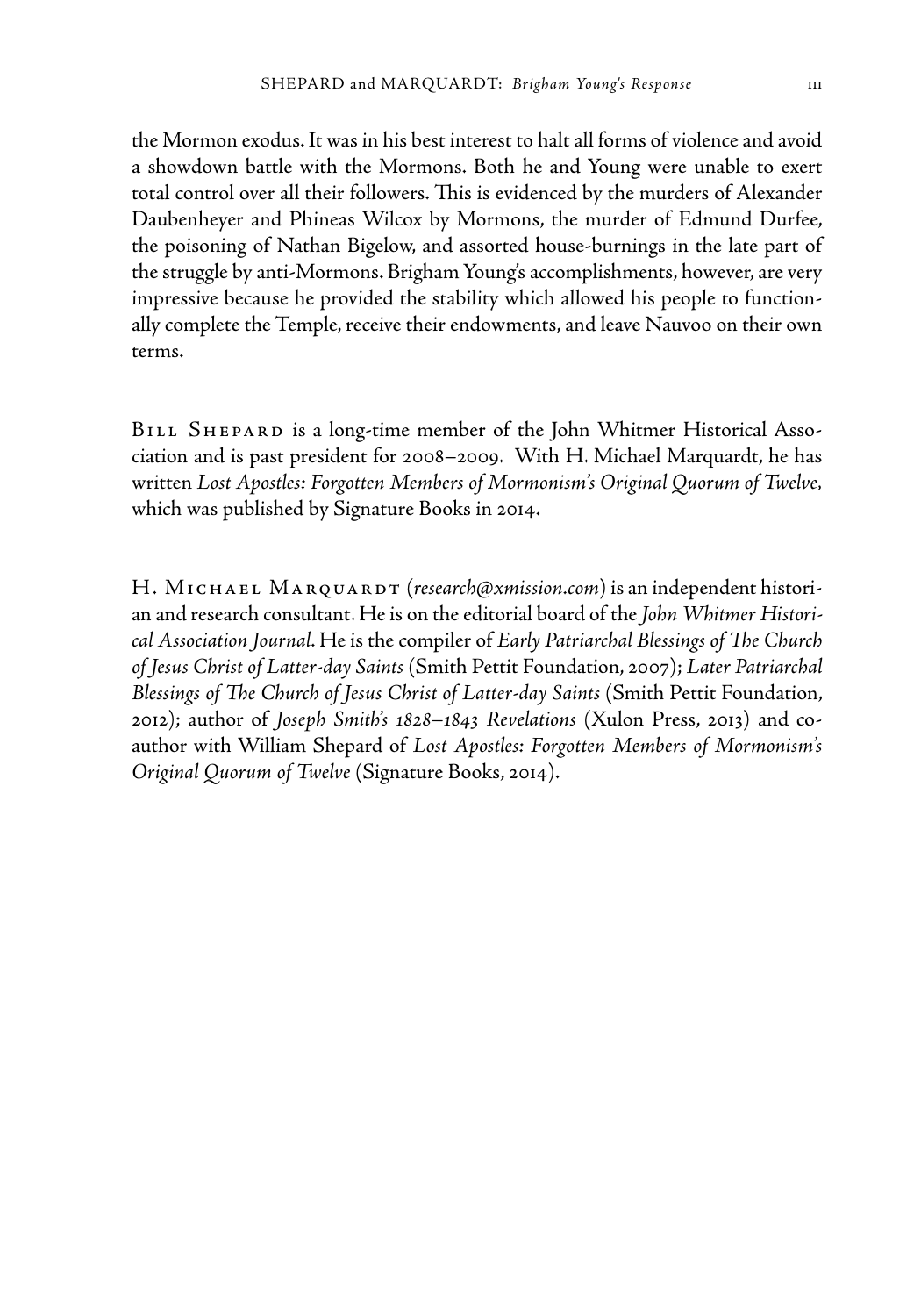the Mormon exodus. It was in his best interest to halt all forms of violence and avoid a showdown battle with the Mormons. Both he and Young were unable to exert total control over all their followers. This is evidenced by the murders of Alexander Daubenheyer and Phineas Wilcox by Mormons, the murder of Edmund Durfee, the poisoning of Nathan Bigelow, and assorted house-burnings in the late part of the struggle by anti-Mormons. Brigham Young's accomplishments, however, are very impressive because he provided the stability which allowed his people to functionally complete the Temple, receive their endowments, and leave Nauvoo on their own terms.

Bill Shepard is a long-time member of the John Whitmer Historical Association and is past president for 2008–2009. With H. Michael Marquardt, he has written *Lost Apostles: Forgotten Members of Mormonism's Original Quorum of Twelve*, which was published by Signature Books in 2014.

H. Michael Marquardt (*research@xmission.com*) is an independent historian and research consultant. He is on the editorial board of the *John Whitmer Historical Association Journal*. He is the compiler of *Early Patriarchal Blessings of The Church of Jesus Christ of Latter-day Saints* (Smith Pettit Foundation, 2007); *Later Patriarchal Blessings of The Church of Jesus Christ of Latter-day Saints* (Smith Pettit Foundation, 2012); author of *Joseph Smith's 1828–1843 Revelations* (Xulon Press, 2013) and co-author with William Shepard of *Lost Apostles: Forgotten Members of Mormonism's Original Quorum of Twelve* (Signature Books, 2014).